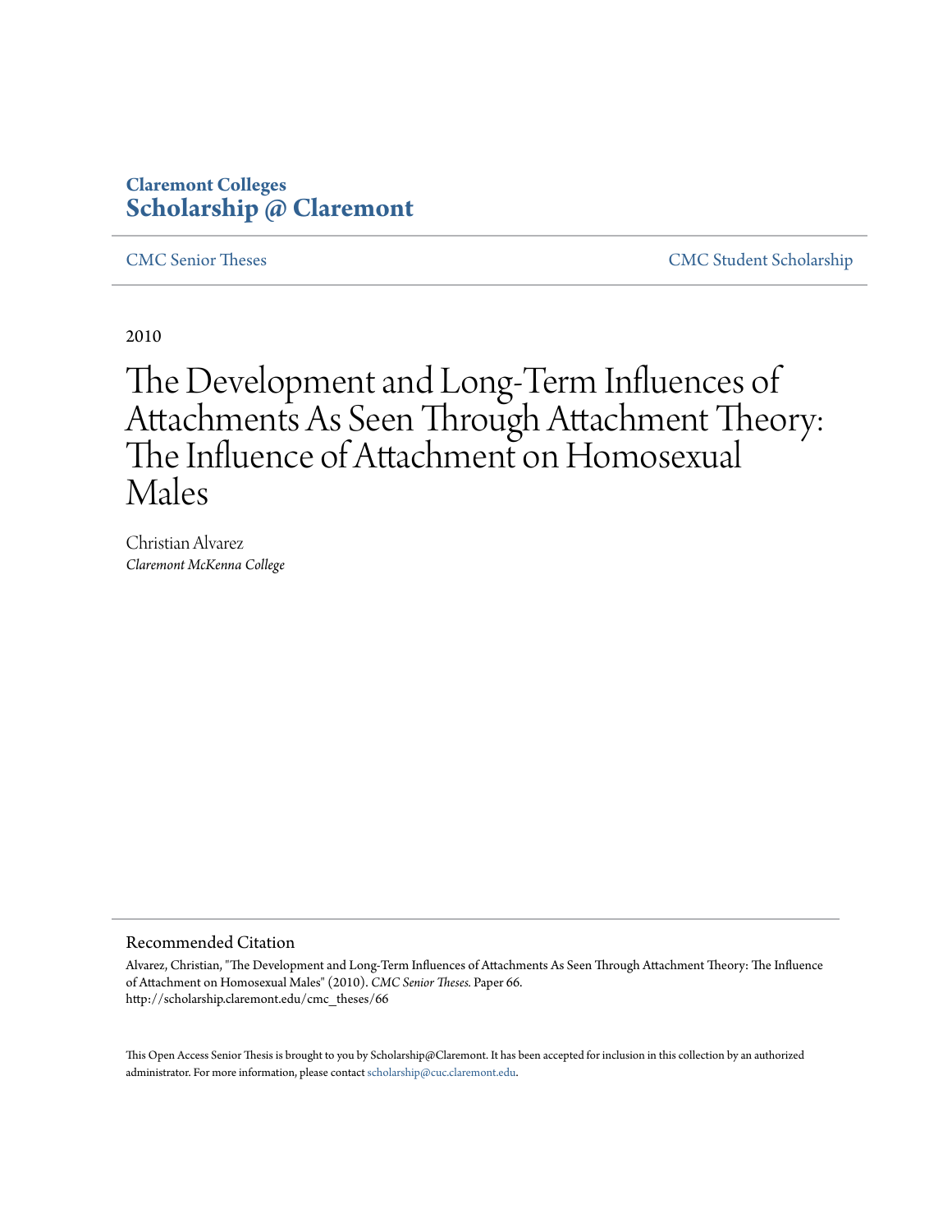**Claremont Colleges**
**Scholarship @ Claremont**

CMC Senior Theses | CMC Student Scholarship

2010

# The Development and Long-Term Influences of Attachments As Seen Through Attachment Theory: The Influence of Attachment on Homosexual Males

Christian Alvarez
*Claremont McKenna College*

## Recommended Citation

Alvarez, Christian, "The Development and Long-Term Influences of Attachments As Seen Through Attachment Theory: The Influence of Attachment on Homosexual Males" (2010). *CMC Senior Theses.* Paper 66.
http://scholarship.claremont.edu/cmc_theses/66

This Open Access Senior Thesis is brought to you by Scholarship@Claremont. It has been accepted for inclusion in this collection by an authorized administrator. For more information, please contact scholarship@cuc.claremont.edu.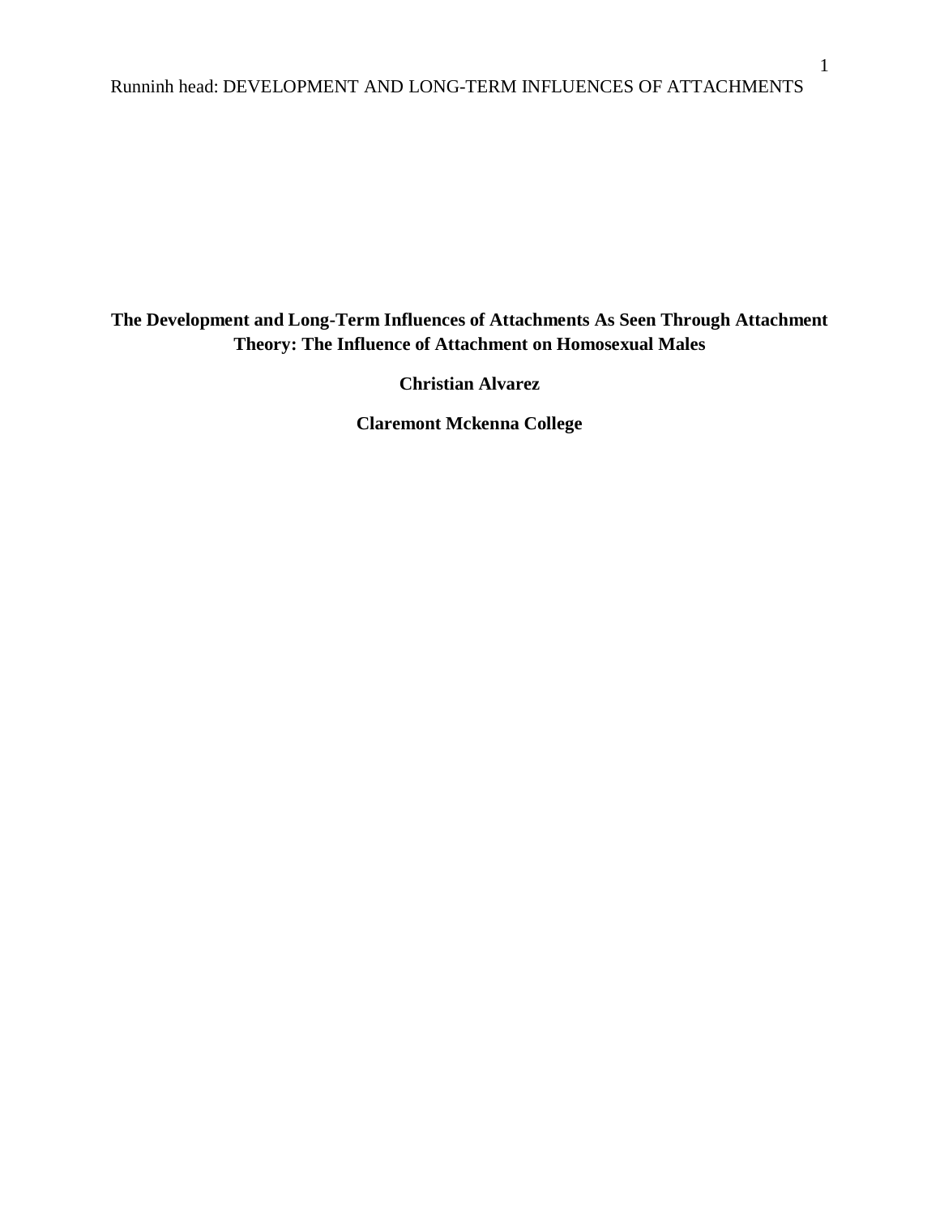**The Development and Long-Term Influences of Attachments As Seen Through Attachment Theory: The Influence of Attachment on Homosexual Males**

**Christian Alvarez**

**Claremont Mckenna College**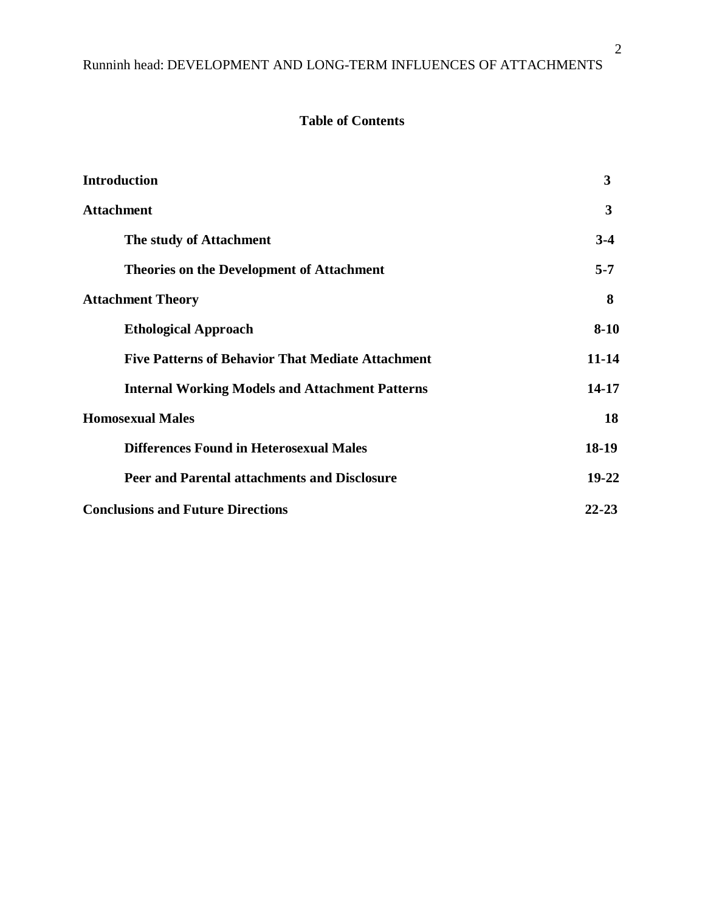## Table of Contents

| | |
|---|---|
| **Introduction** | **3** |
| **Attachment** | **3** |
| **The study of Attachment** | **3-4** |
| **Theories on the Development of Attachment** | **5-7** |
| **Attachment Theory** | **8** |
| **Ethological Approach** | **8-10** |
| **Five Patterns of Behavior That Mediate Attachment** | **11-14** |
| **Internal Working Models and Attachment Patterns** | **14-17** |
| **Homosexual Males** | **18** |
| **Differences Found in Heterosexual Males** | **18-19** |
| **Peer and Parental attachments and Disclosure** | **19-22** |
| **Conclusions and Future Directions** | **22-23** |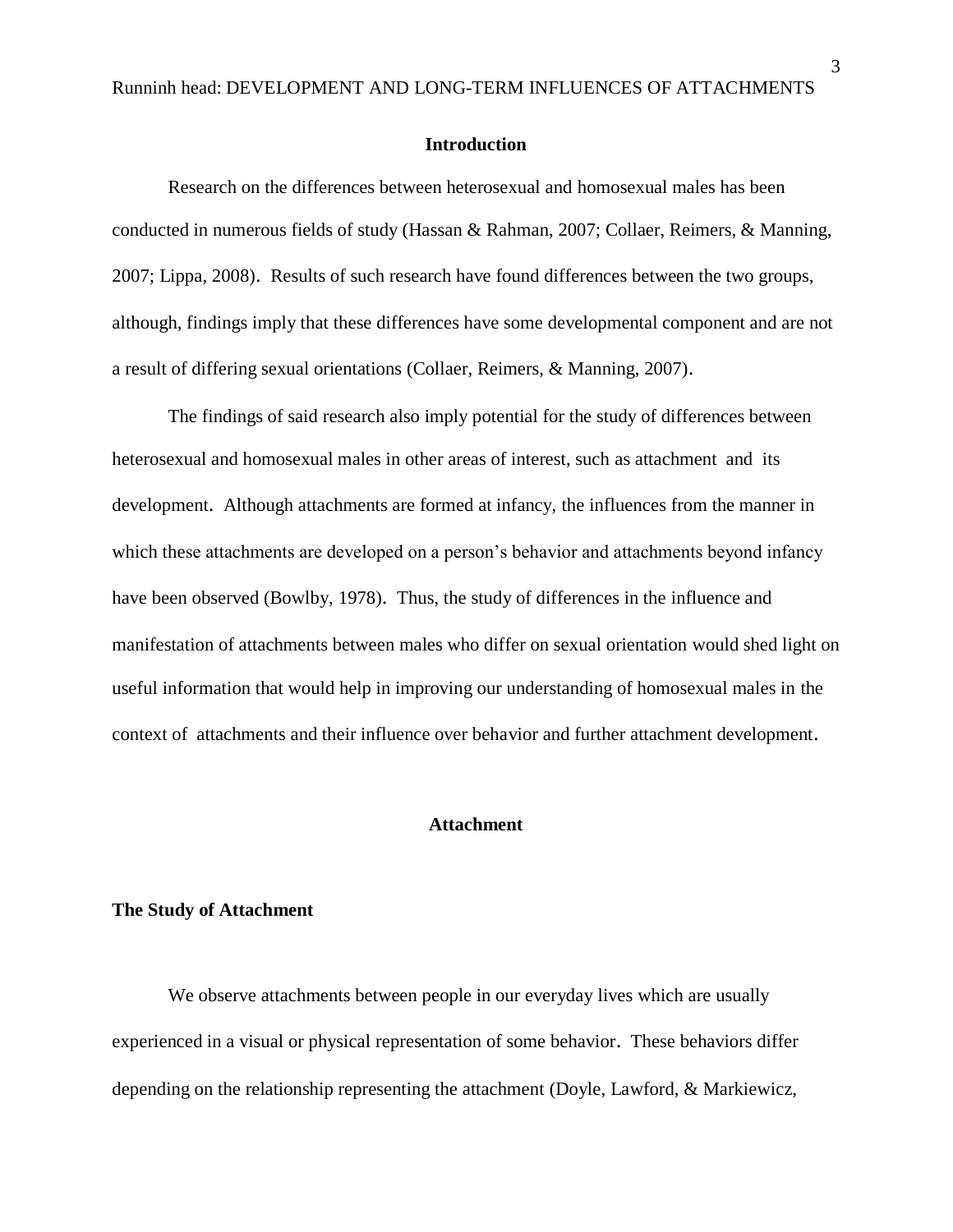## Introduction

Research on the differences between heterosexual and homosexual males has been conducted in numerous fields of study (Hassan & Rahman, 2007; Collaer, Reimers, & Manning, 2007; Lippa, 2008). Results of such research have found differences between the two groups, although, findings imply that these differences have some developmental component and are not a result of differing sexual orientations (Collaer, Reimers, & Manning, 2007).

The findings of said research also imply potential for the study of differences between heterosexual and homosexual males in other areas of interest, such as attachment and its development. Although attachments are formed at infancy, the influences from the manner in which these attachments are developed on a person's behavior and attachments beyond infancy have been observed (Bowlby, 1978). Thus, the study of differences in the influence and manifestation of attachments between males who differ on sexual orientation would shed light on useful information that would help in improving our understanding of homosexual males in the context of attachments and their influence over behavior and further attachment development.

## Attachment

### The Study of Attachment

We observe attachments between people in our everyday lives which are usually experienced in a visual or physical representation of some behavior. These behaviors differ depending on the relationship representing the attachment (Doyle, Lawford, & Markiewicz,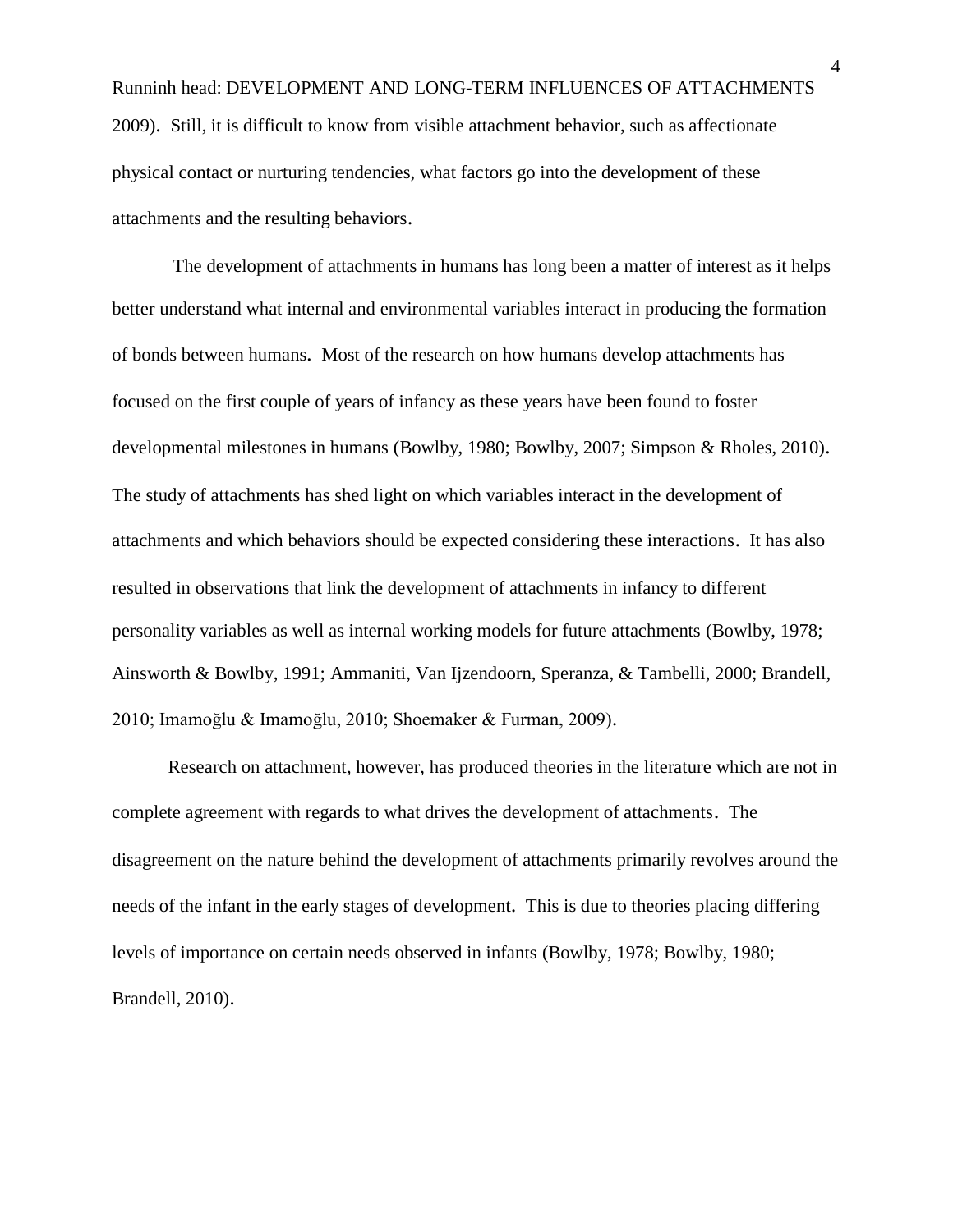2009). Still, it is difficult to know from visible attachment behavior, such as affectionate physical contact or nurturing tendencies, what factors go into the development of these attachments and the resulting behaviors.

The development of attachments in humans has long been a matter of interest as it helps better understand what internal and environmental variables interact in producing the formation of bonds between humans. Most of the research on how humans develop attachments has focused on the first couple of years of infancy as these years have been found to foster developmental milestones in humans (Bowlby, 1980; Bowlby, 2007; Simpson & Rholes, 2010). The study of attachments has shed light on which variables interact in the development of attachments and which behaviors should be expected considering these interactions. It has also resulted in observations that link the development of attachments in infancy to different personality variables as well as internal working models for future attachments (Bowlby, 1978; Ainsworth & Bowlby, 1991; Ammaniti, Van Ijzendoorn, Speranza, & Tambelli, 2000; Brandell, 2010; Imamoğlu & Imamoğlu, 2010; Shoemaker & Furman, 2009).

Research on attachment, however, has produced theories in the literature which are not in complete agreement with regards to what drives the development of attachments. The disagreement on the nature behind the development of attachments primarily revolves around the needs of the infant in the early stages of development. This is due to theories placing differing levels of importance on certain needs observed in infants (Bowlby, 1978; Bowlby, 1980; Brandell, 2010).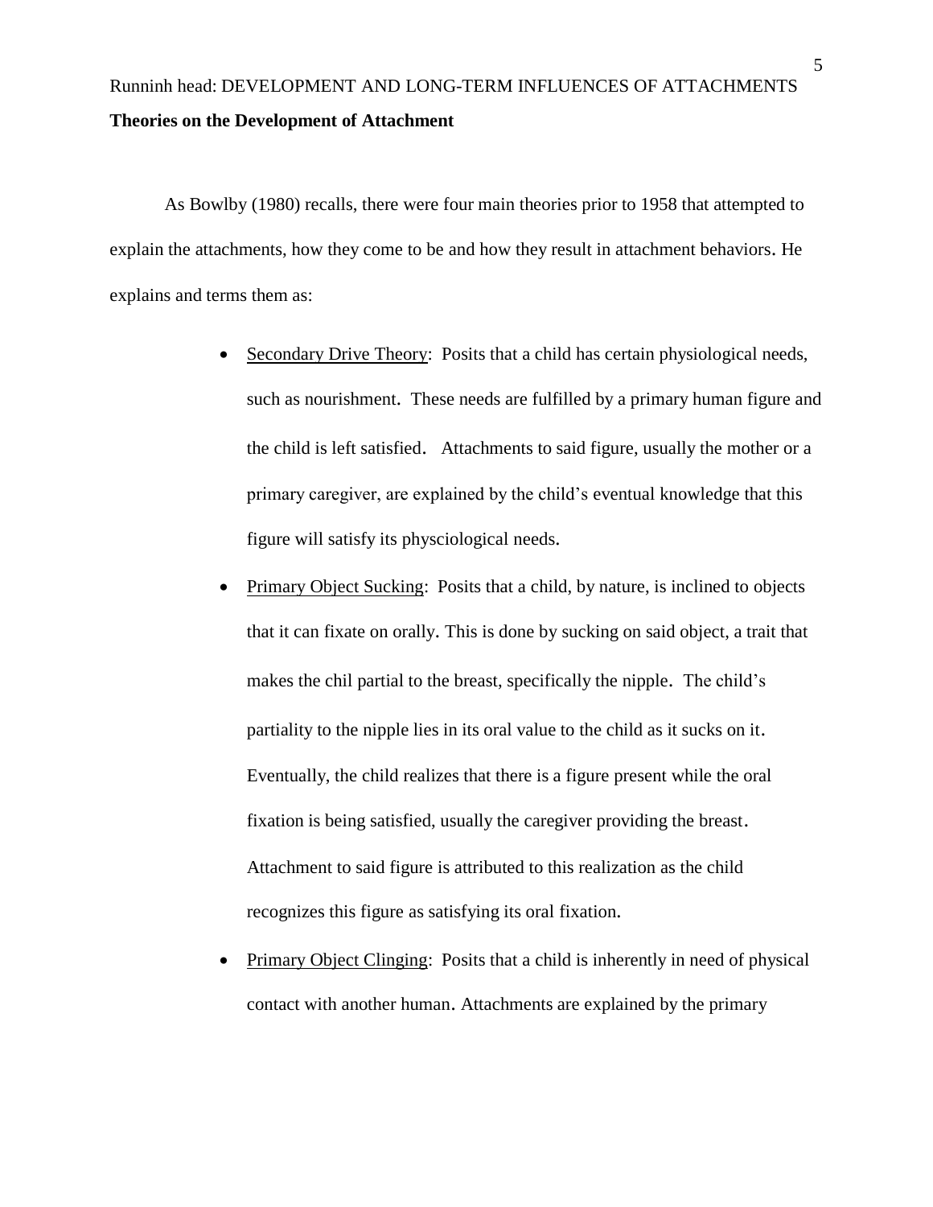## Theories on the Development of Attachment

As Bowlby (1980) recalls, there were four main theories prior to 1958 that attempted to explain the attachments, how they come to be and how they result in attachment behaviors. He explains and terms them as:

- Secondary Drive Theory: Posits that a child has certain physiological needs, such as nourishment. These needs are fulfilled by a primary human figure and the child is left satisfied. Attachments to said figure, usually the mother or a primary caregiver, are explained by the child's eventual knowledge that this figure will satisfy its physciological needs.
- Primary Object Sucking: Posits that a child, by nature, is inclined to objects that it can fixate on orally. This is done by sucking on said object, a trait that makes the chil partial to the breast, specifically the nipple. The child's partiality to the nipple lies in its oral value to the child as it sucks on it. Eventually, the child realizes that there is a figure present while the oral fixation is being satisfied, usually the caregiver providing the breast. Attachment to said figure is attributed to this realization as the child recognizes this figure as satisfying its oral fixation.
- Primary Object Clinging: Posits that a child is inherently in need of physical contact with another human. Attachments are explained by the primary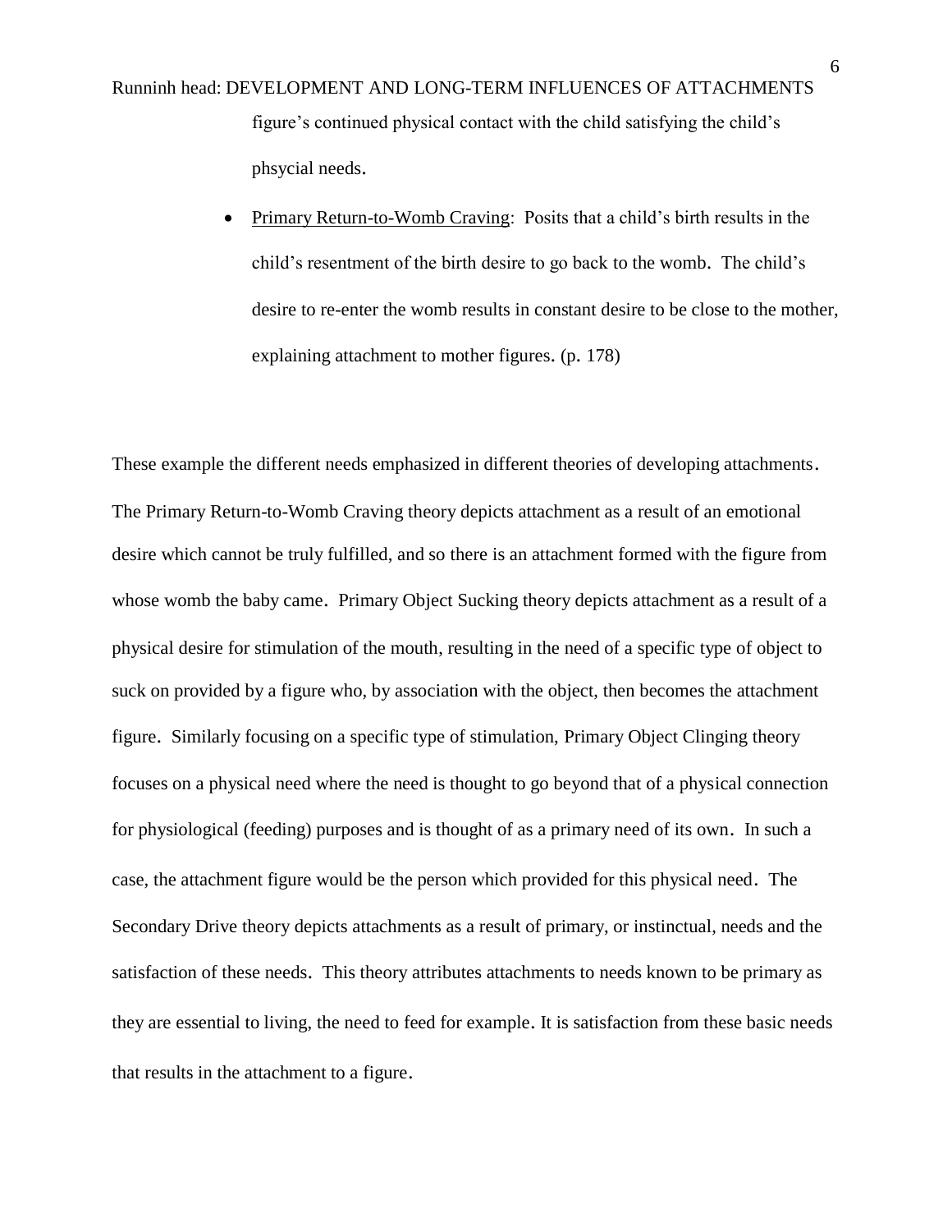figure's continued physical contact with the child satisfying the child's phsycial needs.

- Primary Return-to-Womb Craving: Posits that a child's birth results in the child's resentment of the birth desire to go back to the womb. The child's desire to re-enter the womb results in constant desire to be close to the mother, explaining attachment to mother figures. (p. 178)

These example the different needs emphasized in different theories of developing attachments. The Primary Return-to-Womb Craving theory depicts attachment as a result of an emotional desire which cannot be truly fulfilled, and so there is an attachment formed with the figure from whose womb the baby came. Primary Object Sucking theory depicts attachment as a result of a physical desire for stimulation of the mouth, resulting in the need of a specific type of object to suck on provided by a figure who, by association with the object, then becomes the attachment figure. Similarly focusing on a specific type of stimulation, Primary Object Clinging theory focuses on a physical need where the need is thought to go beyond that of a physical connection for physiological (feeding) purposes and is thought of as a primary need of its own. In such a case, the attachment figure would be the person which provided for this physical need. The Secondary Drive theory depicts attachments as a result of primary, or instinctual, needs and the satisfaction of these needs. This theory attributes attachments to needs known to be primary as they are essential to living, the need to feed for example. It is satisfaction from these basic needs that results in the attachment to a figure.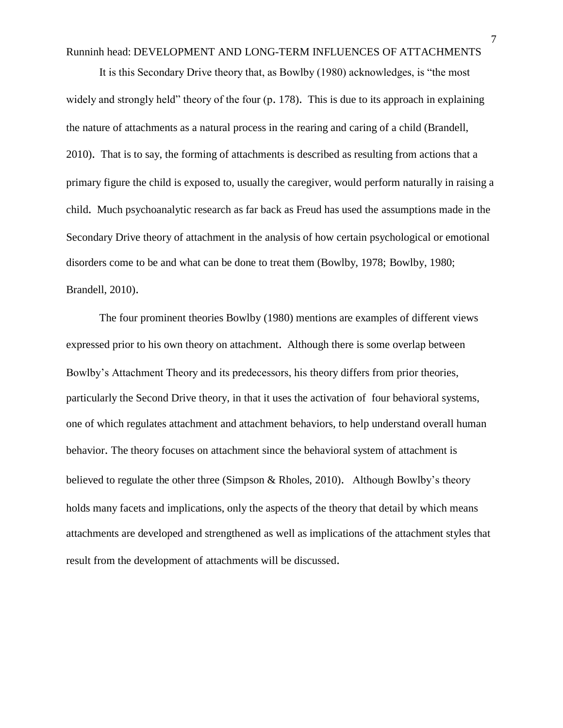It is this Secondary Drive theory that, as Bowlby (1980) acknowledges, is "the most widely and strongly held" theory of the four (p. 178). This is due to its approach in explaining the nature of attachments as a natural process in the rearing and caring of a child (Brandell, 2010). That is to say, the forming of attachments is described as resulting from actions that a primary figure the child is exposed to, usually the caregiver, would perform naturally in raising a child. Much psychoanalytic research as far back as Freud has used the assumptions made in the Secondary Drive theory of attachment in the analysis of how certain psychological or emotional disorders come to be and what can be done to treat them (Bowlby, 1978; Bowlby, 1980; Brandell, 2010).

The four prominent theories Bowlby (1980) mentions are examples of different views expressed prior to his own theory on attachment. Although there is some overlap between Bowlby's Attachment Theory and its predecessors, his theory differs from prior theories, particularly the Second Drive theory, in that it uses the activation of four behavioral systems, one of which regulates attachment and attachment behaviors, to help understand overall human behavior. The theory focuses on attachment since the behavioral system of attachment is believed to regulate the other three (Simpson & Rholes, 2010). Although Bowlby's theory holds many facets and implications, only the aspects of the theory that detail by which means attachments are developed and strengthened as well as implications of the attachment styles that result from the development of attachments will be discussed.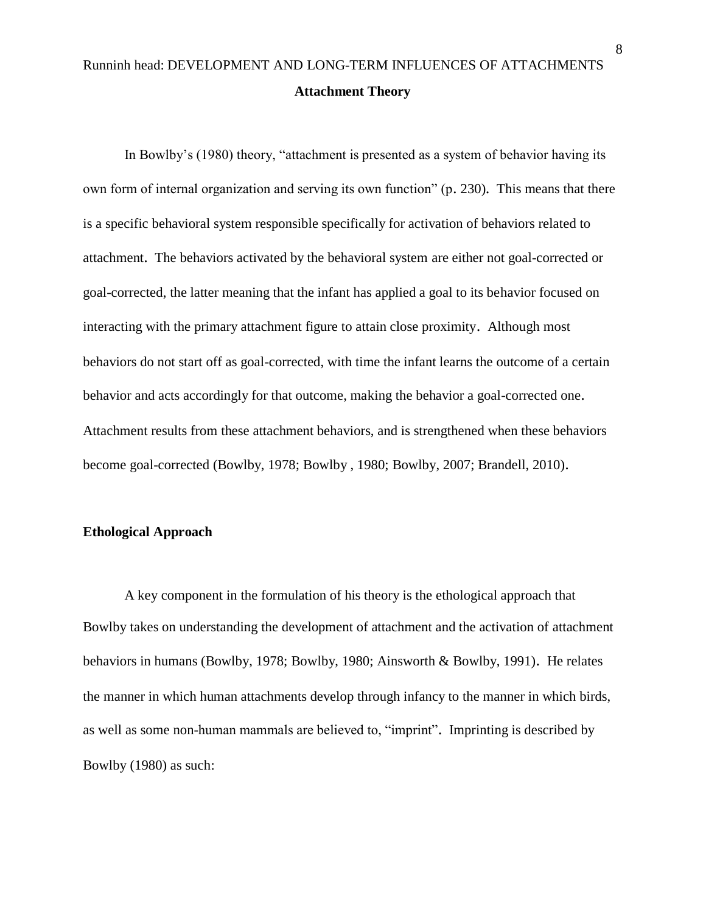## Attachment Theory

In Bowlby's (1980) theory, "attachment is presented as a system of behavior having its own form of internal organization and serving its own function" (p. 230). This means that there is a specific behavioral system responsible specifically for activation of behaviors related to attachment. The behaviors activated by the behavioral system are either not goal-corrected or goal-corrected, the latter meaning that the infant has applied a goal to its behavior focused on interacting with the primary attachment figure to attain close proximity. Although most behaviors do not start off as goal-corrected, with time the infant learns the outcome of a certain behavior and acts accordingly for that outcome, making the behavior a goal-corrected one. Attachment results from these attachment behaviors, and is strengthened when these behaviors become goal-corrected (Bowlby, 1978; Bowlby , 1980; Bowlby, 2007; Brandell, 2010).

### Ethological Approach

A key component in the formulation of his theory is the ethological approach that Bowlby takes on understanding the development of attachment and the activation of attachment behaviors in humans (Bowlby, 1978; Bowlby, 1980; Ainsworth & Bowlby, 1991). He relates the manner in which human attachments develop through infancy to the manner in which birds, as well as some non-human mammals are believed to, "imprint". Imprinting is described by Bowlby (1980) as such: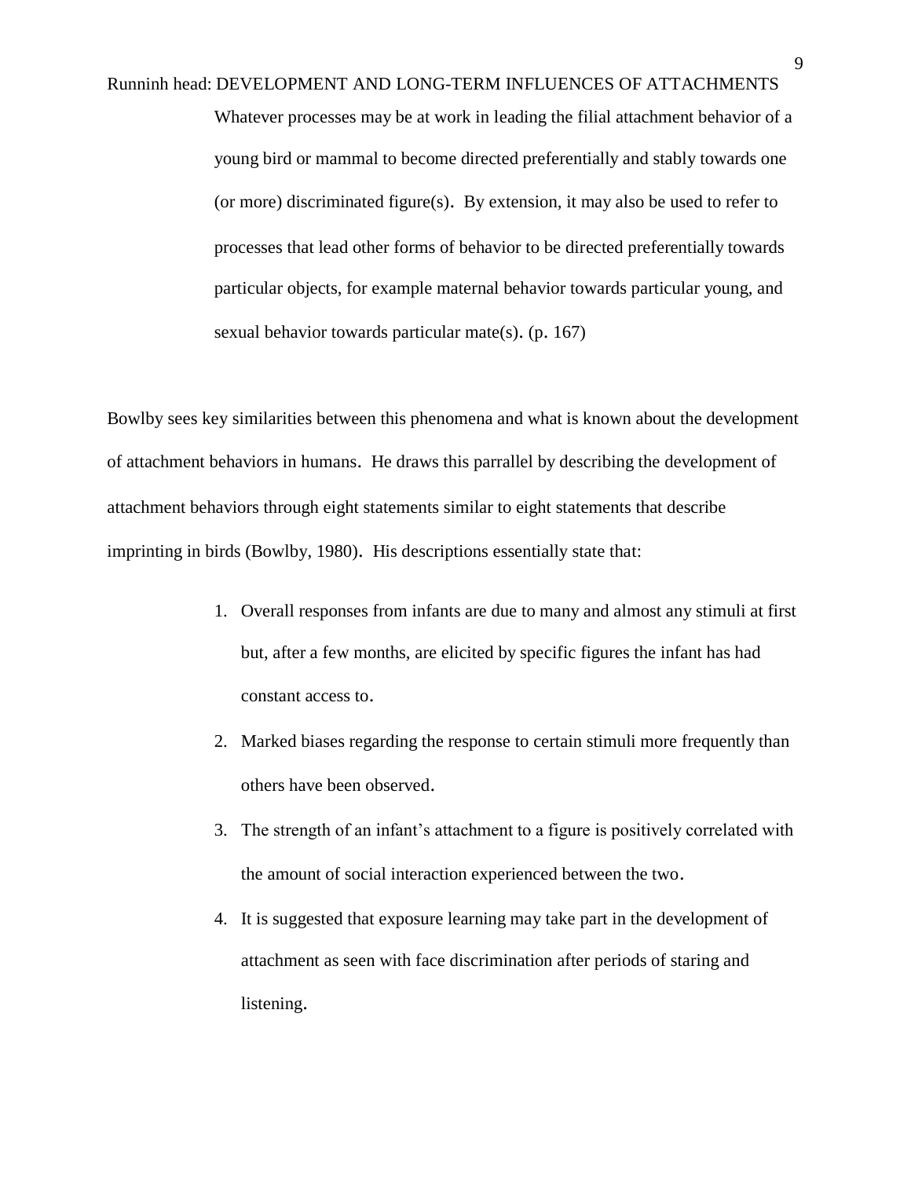> Whatever processes may be at work in leading the filial attachment behavior of a young bird or mammal to become directed preferentially and stably towards one (or more) discriminated figure(s). By extension, it may also be used to refer to processes that lead other forms of behavior to be directed preferentially towards particular objects, for example maternal behavior towards particular young, and sexual behavior towards particular mate(s). (p. 167)

Bowlby sees key similarities between this phenomena and what is known about the development of attachment behaviors in humans. He draws this parrallel by describing the development of attachment behaviors through eight statements similar to eight statements that describe imprinting in birds (Bowlby, 1980). His descriptions essentially state that:

1. Overall responses from infants are due to many and almost any stimuli at first but, after a few months, are elicited by specific figures the infant has had constant access to.
2. Marked biases regarding the response to certain stimuli more frequently than others have been observed.
3. The strength of an infant's attachment to a figure is positively correlated with the amount of social interaction experienced between the two.
4. It is suggested that exposure learning may take part in the development of attachment as seen with face discrimination after periods of staring and listening.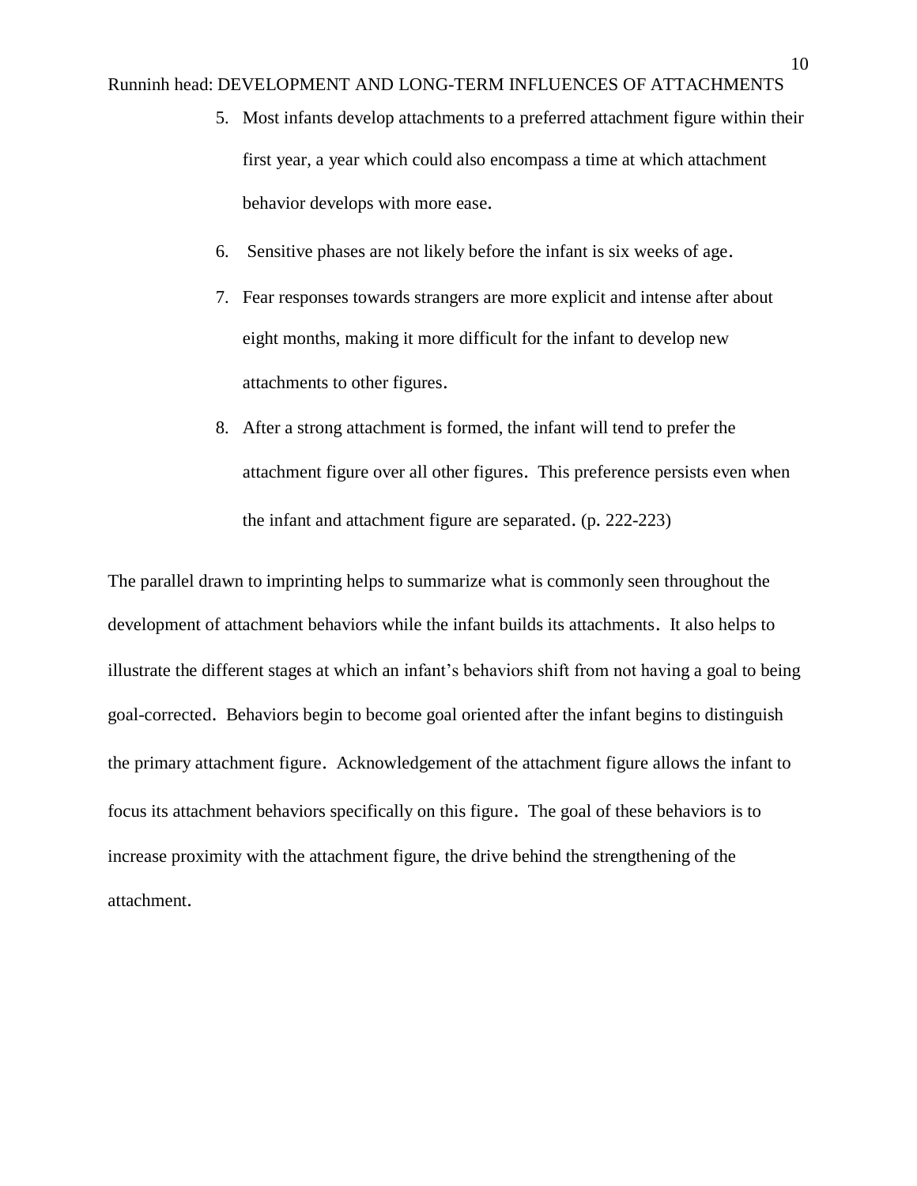5. Most infants develop attachments to a preferred attachment figure within their first year, a year which could also encompass a time at which attachment behavior develops with more ease.
6. Sensitive phases are not likely before the infant is six weeks of age.
7. Fear responses towards strangers are more explicit and intense after about eight months, making it more difficult for the infant to develop new attachments to other figures.
8. After a strong attachment is formed, the infant will tend to prefer the attachment figure over all other figures. This preference persists even when the infant and attachment figure are separated. (p. 222-223)

The parallel drawn to imprinting helps to summarize what is commonly seen throughout the development of attachment behaviors while the infant builds its attachments. It also helps to illustrate the different stages at which an infant's behaviors shift from not having a goal to being goal-corrected. Behaviors begin to become goal oriented after the infant begins to distinguish the primary attachment figure. Acknowledgement of the attachment figure allows the infant to focus its attachment behaviors specifically on this figure. The goal of these behaviors is to increase proximity with the attachment figure, the drive behind the strengthening of the attachment.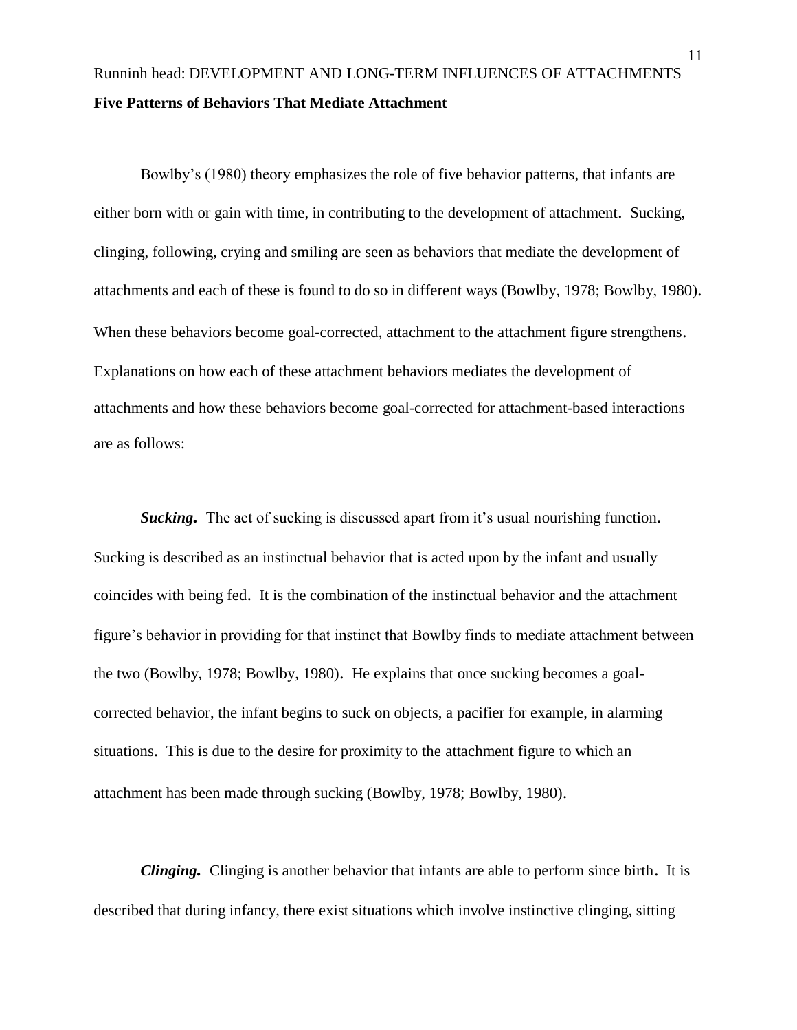**Five Patterns of Behaviors That Mediate Attachment**

Bowlby's (1980) theory emphasizes the role of five behavior patterns, that infants are either born with or gain with time, in contributing to the development of attachment. Sucking, clinging, following, crying and smiling are seen as behaviors that mediate the development of attachments and each of these is found to do so in different ways (Bowlby, 1978; Bowlby, 1980). When these behaviors become goal-corrected, attachment to the attachment figure strengthens. Explanations on how each of these attachment behaviors mediates the development of attachments and how these behaviors become goal-corrected for attachment-based interactions are as follows:

***Sucking.*** The act of sucking is discussed apart from it's usual nourishing function. Sucking is described as an instinctual behavior that is acted upon by the infant and usually coincides with being fed. It is the combination of the instinctual behavior and the attachment figure's behavior in providing for that instinct that Bowlby finds to mediate attachment between the two (Bowlby, 1978; Bowlby, 1980). He explains that once sucking becomes a goal-corrected behavior, the infant begins to suck on objects, a pacifier for example, in alarming situations. This is due to the desire for proximity to the attachment figure to which an attachment has been made through sucking (Bowlby, 1978; Bowlby, 1980).

***Clinging.*** Clinging is another behavior that infants are able to perform since birth. It is described that during infancy, there exist situations which involve instinctive clinging, sitting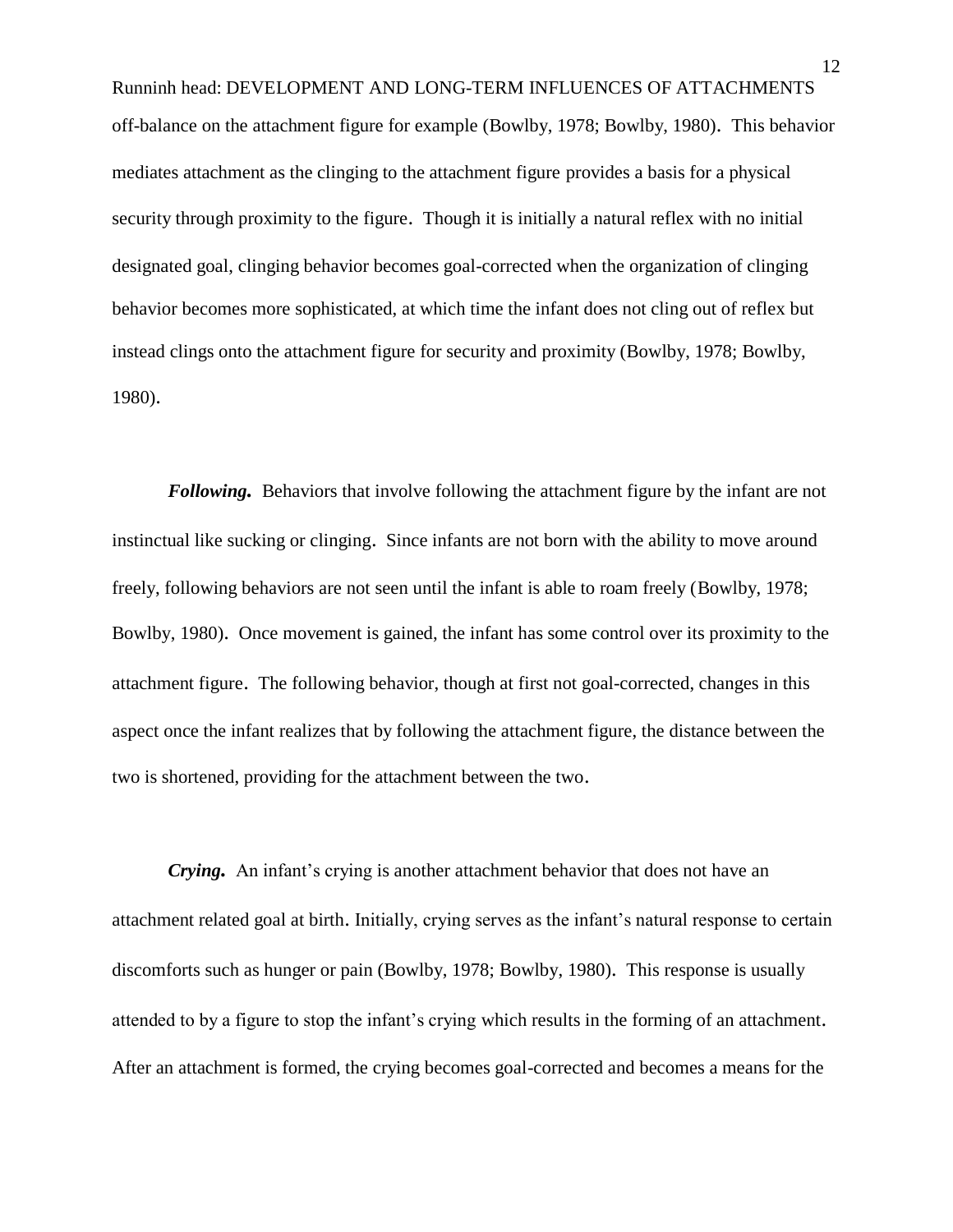off-balance on the attachment figure for example (Bowlby, 1978; Bowlby, 1980). This behavior mediates attachment as the clinging to the attachment figure provides a basis for a physical security through proximity to the figure. Though it is initially a natural reflex with no initial designated goal, clinging behavior becomes goal-corrected when the organization of clinging behavior becomes more sophisticated, at which time the infant does not cling out of reflex but instead clings onto the attachment figure for security and proximity (Bowlby, 1978; Bowlby, 1980).

***Following.*** Behaviors that involve following the attachment figure by the infant are not instinctual like sucking or clinging. Since infants are not born with the ability to move around freely, following behaviors are not seen until the infant is able to roam freely (Bowlby, 1978; Bowlby, 1980). Once movement is gained, the infant has some control over its proximity to the attachment figure. The following behavior, though at first not goal-corrected, changes in this aspect once the infant realizes that by following the attachment figure, the distance between the two is shortened, providing for the attachment between the two.

***Crying.*** An infant's crying is another attachment behavior that does not have an attachment related goal at birth. Initially, crying serves as the infant's natural response to certain discomforts such as hunger or pain (Bowlby, 1978; Bowlby, 1980). This response is usually attended to by a figure to stop the infant's crying which results in the forming of an attachment. After an attachment is formed, the crying becomes goal-corrected and becomes a means for the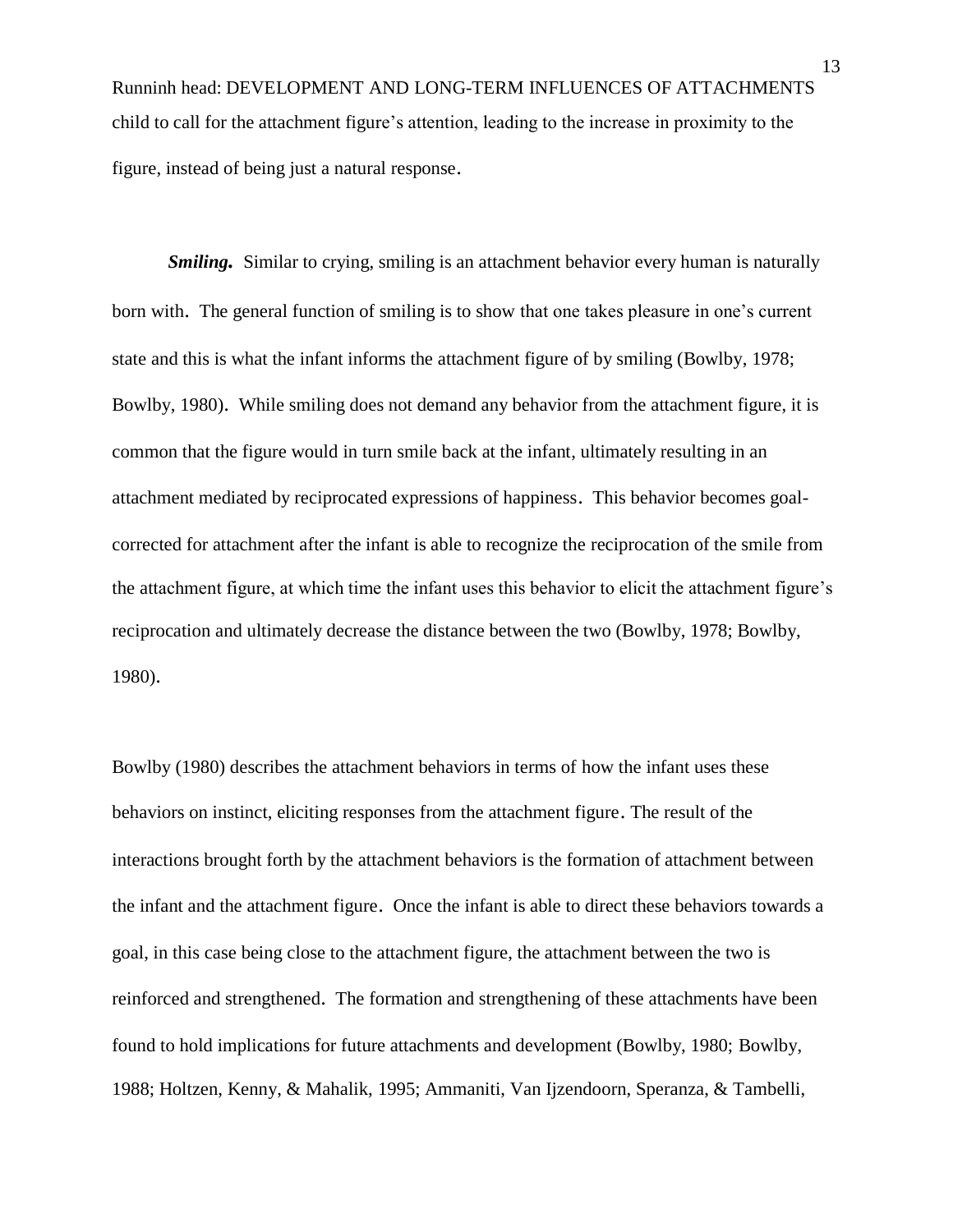child to call for the attachment figure's attention, leading to the increase in proximity to the figure, instead of being just a natural response.

***Smiling.*** Similar to crying, smiling is an attachment behavior every human is naturally born with. The general function of smiling is to show that one takes pleasure in one's current state and this is what the infant informs the attachment figure of by smiling (Bowlby, 1978; Bowlby, 1980). While smiling does not demand any behavior from the attachment figure, it is common that the figure would in turn smile back at the infant, ultimately resulting in an attachment mediated by reciprocated expressions of happiness. This behavior becomes goal-corrected for attachment after the infant is able to recognize the reciprocation of the smile from the attachment figure, at which time the infant uses this behavior to elicit the attachment figure's reciprocation and ultimately decrease the distance between the two (Bowlby, 1978; Bowlby, 1980).

Bowlby (1980) describes the attachment behaviors in terms of how the infant uses these behaviors on instinct, eliciting responses from the attachment figure. The result of the interactions brought forth by the attachment behaviors is the formation of attachment between the infant and the attachment figure. Once the infant is able to direct these behaviors towards a goal, in this case being close to the attachment figure, the attachment between the two is reinforced and strengthened. The formation and strengthening of these attachments have been found to hold implications for future attachments and development (Bowlby, 1980; Bowlby, 1988; Holtzen, Kenny, & Mahalik, 1995; Ammaniti, Van Ijzendoorn, Speranza, & Tambelli,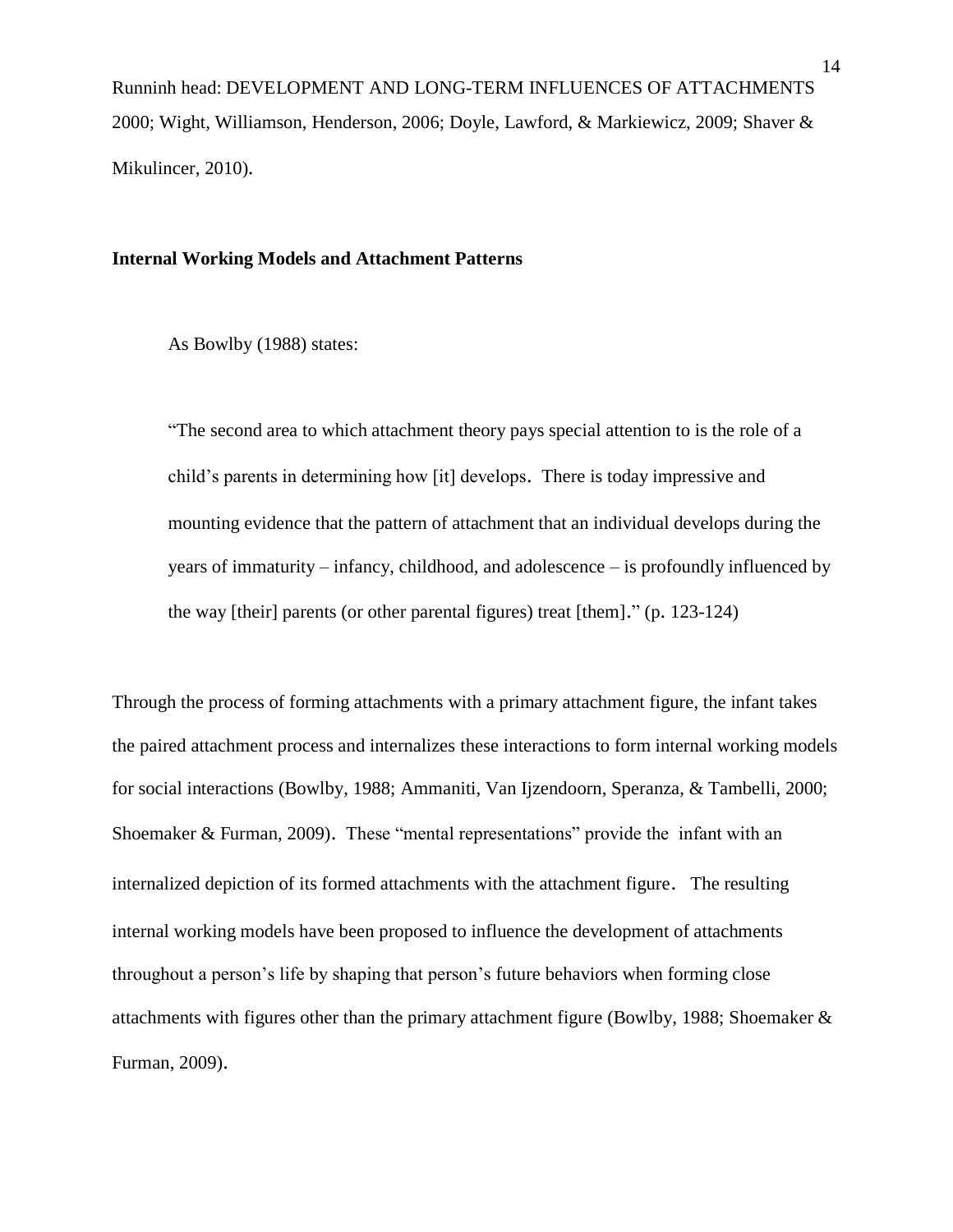2000; Wight, Williamson, Henderson, 2006; Doyle, Lawford, & Markiewicz, 2009; Shaver & Mikulincer, 2010).

**Internal Working Models and Attachment Patterns**

As Bowlby (1988) states:

> "The second area to which attachment theory pays special attention to is the role of a child's parents in determining how [it] develops. There is today impressive and mounting evidence that the pattern of attachment that an individual develops during the years of immaturity – infancy, childhood, and adolescence – is profoundly influenced by the way [their] parents (or other parental figures) treat [them]." (p. 123-124)

Through the process of forming attachments with a primary attachment figure, the infant takes the paired attachment process and internalizes these interactions to form internal working models for social interactions (Bowlby, 1988; Ammaniti, Van Ijzendoorn, Speranza, & Tambelli, 2000; Shoemaker & Furman, 2009). These "mental representations" provide the infant with an internalized depiction of its formed attachments with the attachment figure. The resulting internal working models have been proposed to influence the development of attachments throughout a person's life by shaping that person's future behaviors when forming close attachments with figures other than the primary attachment figure (Bowlby, 1988; Shoemaker & Furman, 2009).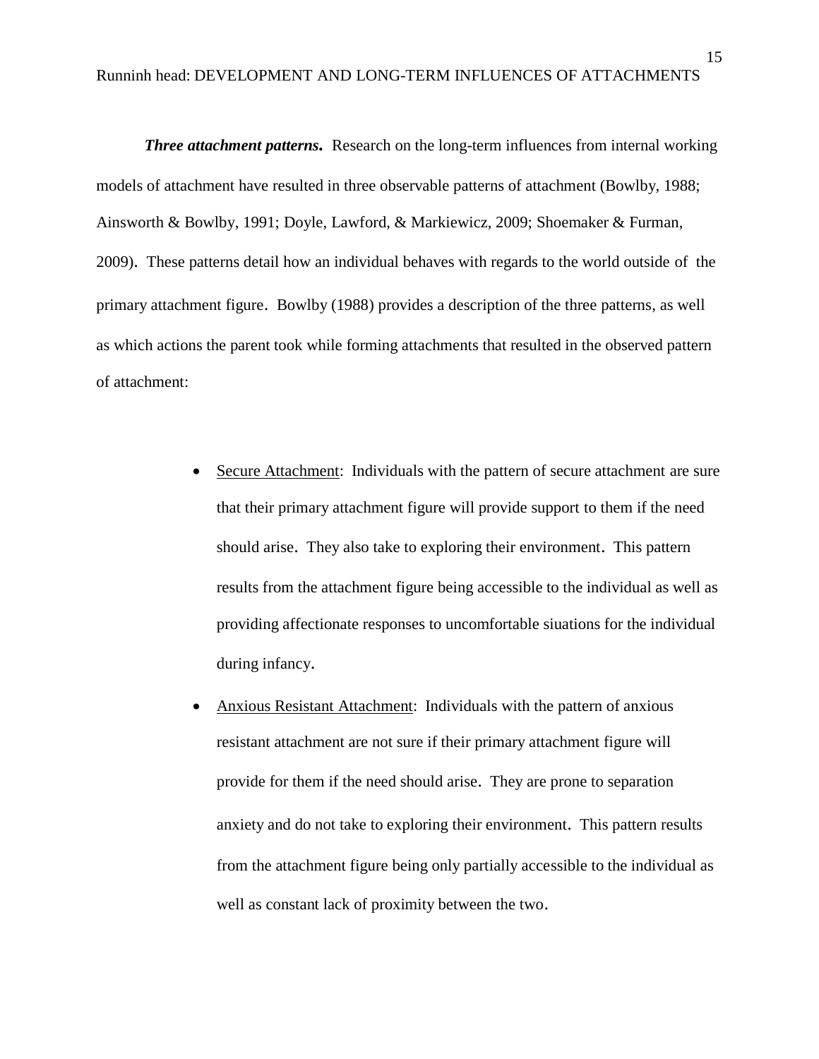***Three attachment patterns.*** Research on the long-term influences from internal working models of attachment have resulted in three observable patterns of attachment (Bowlby, 1988; Ainsworth & Bowlby, 1991; Doyle, Lawford, & Markiewicz, 2009; Shoemaker & Furman, 2009). These patterns detail how an individual behaves with regards to the world outside of the primary attachment figure. Bowlby (1988) provides a description of the three patterns, as well as which actions the parent took while forming attachments that resulted in the observed pattern of attachment:

- <u>Secure Attachment</u>: Individuals with the pattern of secure attachment are sure that their primary attachment figure will provide support to them if the need should arise. They also take to exploring their environment. This pattern results from the attachment figure being accessible to the individual as well as providing affectionate responses to uncomfortable siuations for the individual during infancy.
- <u>Anxious Resistant Attachment</u>: Individuals with the pattern of anxious resistant attachment are not sure if their primary attachment figure will provide for them if the need should arise. They are prone to separation anxiety and do not take to exploring their environment. This pattern results from the attachment figure being only partially accessible to the individual as well as constant lack of proximity between the two.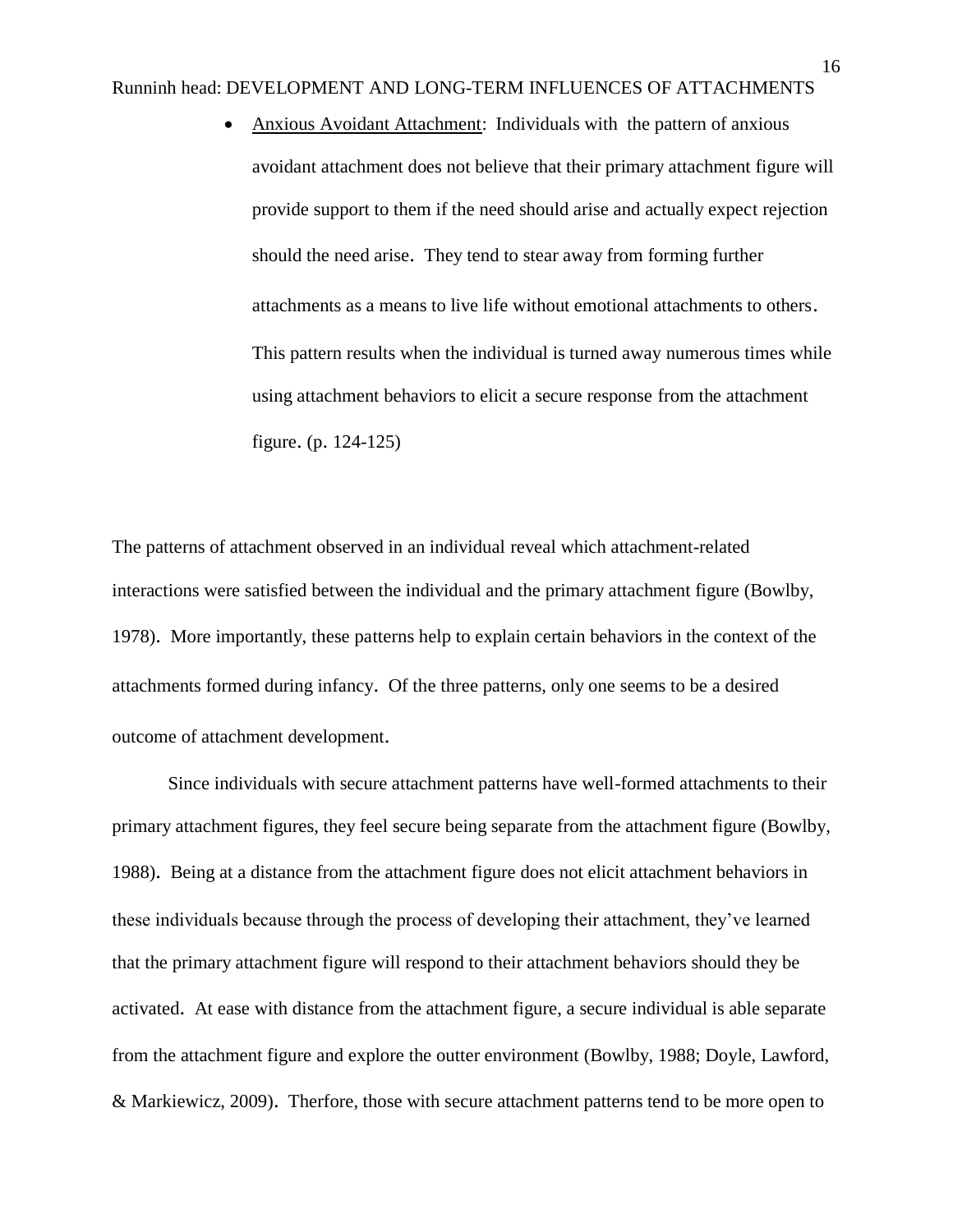- <u>Anxious Avoidant Attachment</u>: Individuals with the pattern of anxious avoidant attachment does not believe that their primary attachment figure will provide support to them if the need should arise and actually expect rejection should the need arise. They tend to stear away from forming further attachments as a means to live life without emotional attachments to others. This pattern results when the individual is turned away numerous times while using attachment behaviors to elicit a secure response from the attachment figure. (p. 124-125)

The patterns of attachment observed in an individual reveal which attachment-related interactions were satisfied between the individual and the primary attachment figure (Bowlby, 1978). More importantly, these patterns help to explain certain behaviors in the context of the attachments formed during infancy. Of the three patterns, only one seems to be a desired outcome of attachment development.

Since individuals with secure attachment patterns have well-formed attachments to their primary attachment figures, they feel secure being separate from the attachment figure (Bowlby, 1988). Being at a distance from the attachment figure does not elicit attachment behaviors in these individuals because through the process of developing their attachment, they've learned that the primary attachment figure will respond to their attachment behaviors should they be activated. At ease with distance from the attachment figure, a secure individual is able separate from the attachment figure and explore the outter environment (Bowlby, 1988; Doyle, Lawford, & Markiewicz, 2009). Therfore, those with secure attachment patterns tend to be more open to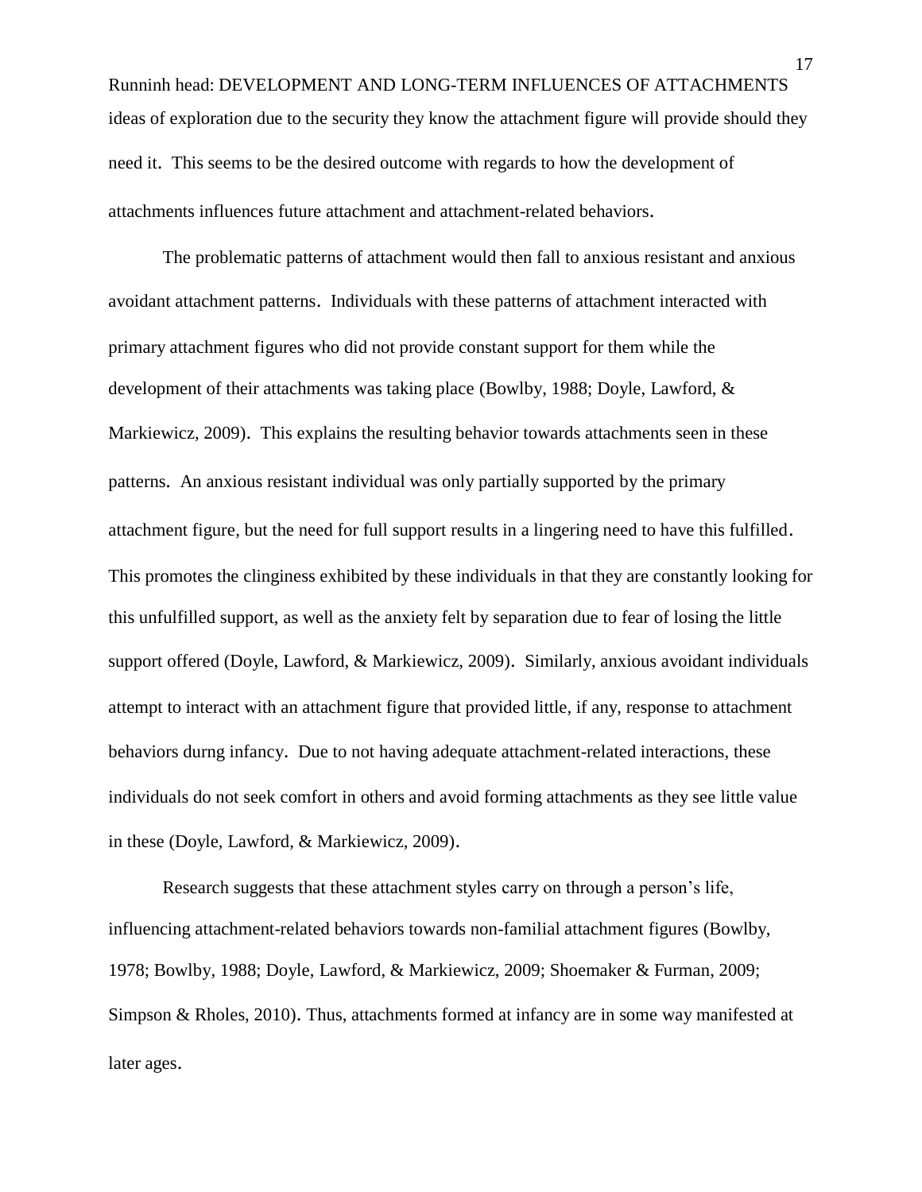ideas of exploration due to the security they know the attachment figure will provide should they need it. This seems to be the desired outcome with regards to how the development of attachments influences future attachment and attachment-related behaviors.

The problematic patterns of attachment would then fall to anxious resistant and anxious avoidant attachment patterns. Individuals with these patterns of attachment interacted with primary attachment figures who did not provide constant support for them while the development of their attachments was taking place (Bowlby, 1988; Doyle, Lawford, & Markiewicz, 2009). This explains the resulting behavior towards attachments seen in these patterns. An anxious resistant individual was only partially supported by the primary attachment figure, but the need for full support results in a lingering need to have this fulfilled. This promotes the clinginess exhibited by these individuals in that they are constantly looking for this unfulfilled support, as well as the anxiety felt by separation due to fear of losing the little support offered (Doyle, Lawford, & Markiewicz, 2009). Similarly, anxious avoidant individuals attempt to interact with an attachment figure that provided little, if any, response to attachment behaviors durng infancy. Due to not having adequate attachment-related interactions, these individuals do not seek comfort in others and avoid forming attachments as they see little value in these (Doyle, Lawford, & Markiewicz, 2009).

Research suggests that these attachment styles carry on through a person's life, influencing attachment-related behaviors towards non-familial attachment figures (Bowlby, 1978; Bowlby, 1988; Doyle, Lawford, & Markiewicz, 2009; Shoemaker & Furman, 2009; Simpson & Rholes, 2010). Thus, attachments formed at infancy are in some way manifested at later ages.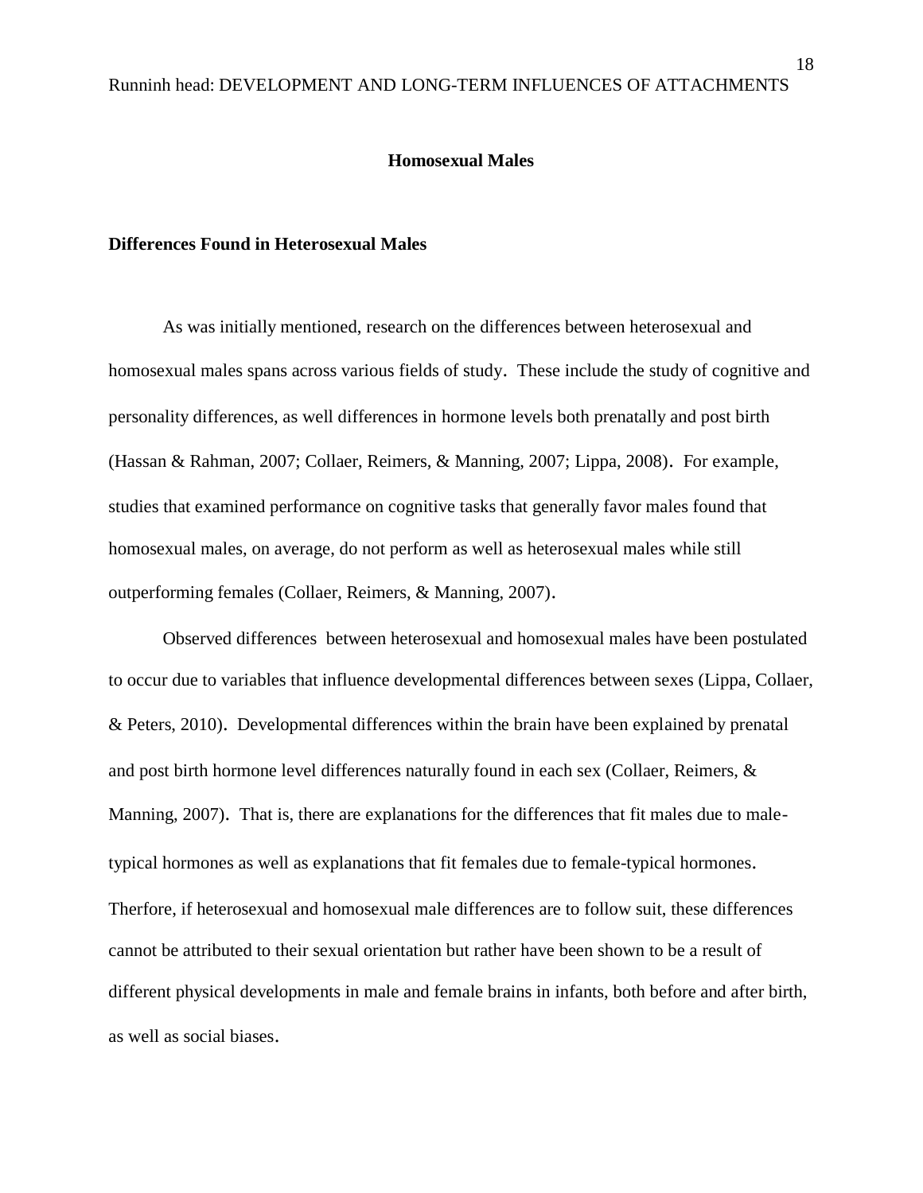## Homosexual Males

### Differences Found in Heterosexual Males

As was initially mentioned, research on the differences between heterosexual and homosexual males spans across various fields of study. These include the study of cognitive and personality differences, as well differences in hormone levels both prenatally and post birth (Hassan & Rahman, 2007; Collaer, Reimers, & Manning, 2007; Lippa, 2008). For example, studies that examined performance on cognitive tasks that generally favor males found that homosexual males, on average, do not perform as well as heterosexual males while still outperforming females (Collaer, Reimers, & Manning, 2007).

Observed differences between heterosexual and homosexual males have been postulated to occur due to variables that influence developmental differences between sexes (Lippa, Collaer, & Peters, 2010). Developmental differences within the brain have been explained by prenatal and post birth hormone level differences naturally found in each sex (Collaer, Reimers, & Manning, 2007). That is, there are explanations for the differences that fit males due to male-typical hormones as well as explanations that fit females due to female-typical hormones. Therfore, if heterosexual and homosexual male differences are to follow suit, these differences cannot be attributed to their sexual orientation but rather have been shown to be a result of different physical developments in male and female brains in infants, both before and after birth, as well as social biases.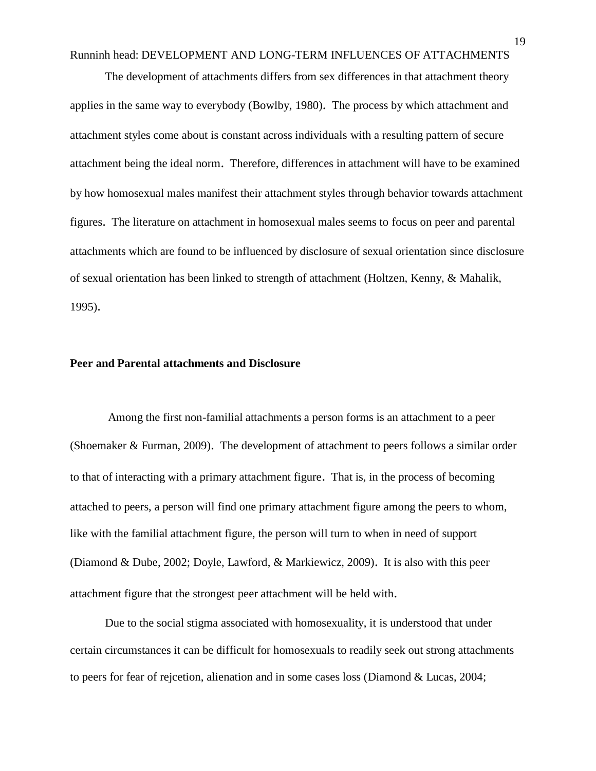The development of attachments differs from sex differences in that attachment theory applies in the same way to everybody (Bowlby, 1980). The process by which attachment and attachment styles come about is constant across individuals with a resulting pattern of secure attachment being the ideal norm. Therefore, differences in attachment will have to be examined by how homosexual males manifest their attachment styles through behavior towards attachment figures. The literature on attachment in homosexual males seems to focus on peer and parental attachments which are found to be influenced by disclosure of sexual orientation since disclosure of sexual orientation has been linked to strength of attachment (Holtzen, Kenny, & Mahalik, 1995).

**Peer and Parental attachments and Disclosure**

Among the first non-familial attachments a person forms is an attachment to a peer (Shoemaker & Furman, 2009). The development of attachment to peers follows a similar order to that of interacting with a primary attachment figure. That is, in the process of becoming attached to peers, a person will find one primary attachment figure among the peers to whom, like with the familial attachment figure, the person will turn to when in need of support (Diamond & Dube, 2002; Doyle, Lawford, & Markiewicz, 2009). It is also with this peer attachment figure that the strongest peer attachment will be held with.

Due to the social stigma associated with homosexuality, it is understood that under certain circumstances it can be difficult for homosexuals to readily seek out strong attachments to peers for fear of rejcetion, alienation and in some cases loss (Diamond & Lucas, 2004;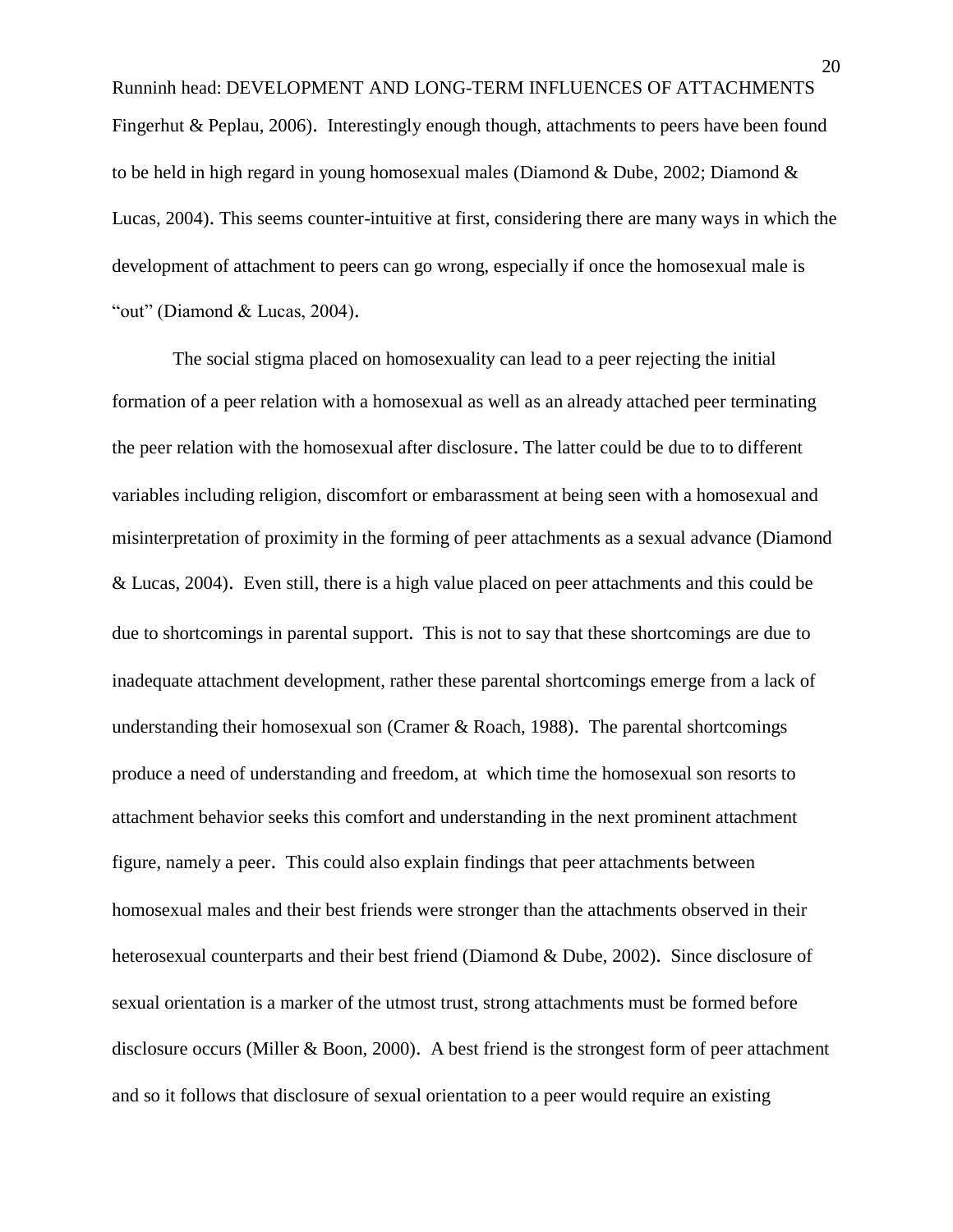Fingerhut & Peplau, 2006). Interestingly enough though, attachments to peers have been found to be held in high regard in young homosexual males (Diamond & Dube, 2002; Diamond & Lucas, 2004). This seems counter-intuitive at first, considering there are many ways in which the development of attachment to peers can go wrong, especially if once the homosexual male is "out" (Diamond & Lucas, 2004).

The social stigma placed on homosexuality can lead to a peer rejecting the initial formation of a peer relation with a homosexual as well as an already attached peer terminating the peer relation with the homosexual after disclosure. The latter could be due to to different variables including religion, discomfort or embarassment at being seen with a homosexual and misinterpretation of proximity in the forming of peer attachments as a sexual advance (Diamond & Lucas, 2004). Even still, there is a high value placed on peer attachments and this could be due to shortcomings in parental support. This is not to say that these shortcomings are due to inadequate attachment development, rather these parental shortcomings emerge from a lack of understanding their homosexual son (Cramer & Roach, 1988). The parental shortcomings produce a need of understanding and freedom, at which time the homosexual son resorts to attachment behavior seeks this comfort and understanding in the next prominent attachment figure, namely a peer. This could also explain findings that peer attachments between homosexual males and their best friends were stronger than the attachments observed in their heterosexual counterparts and their best friend (Diamond & Dube, 2002). Since disclosure of sexual orientation is a marker of the utmost trust, strong attachments must be formed before disclosure occurs (Miller & Boon, 2000). A best friend is the strongest form of peer attachment and so it follows that disclosure of sexual orientation to a peer would require an existing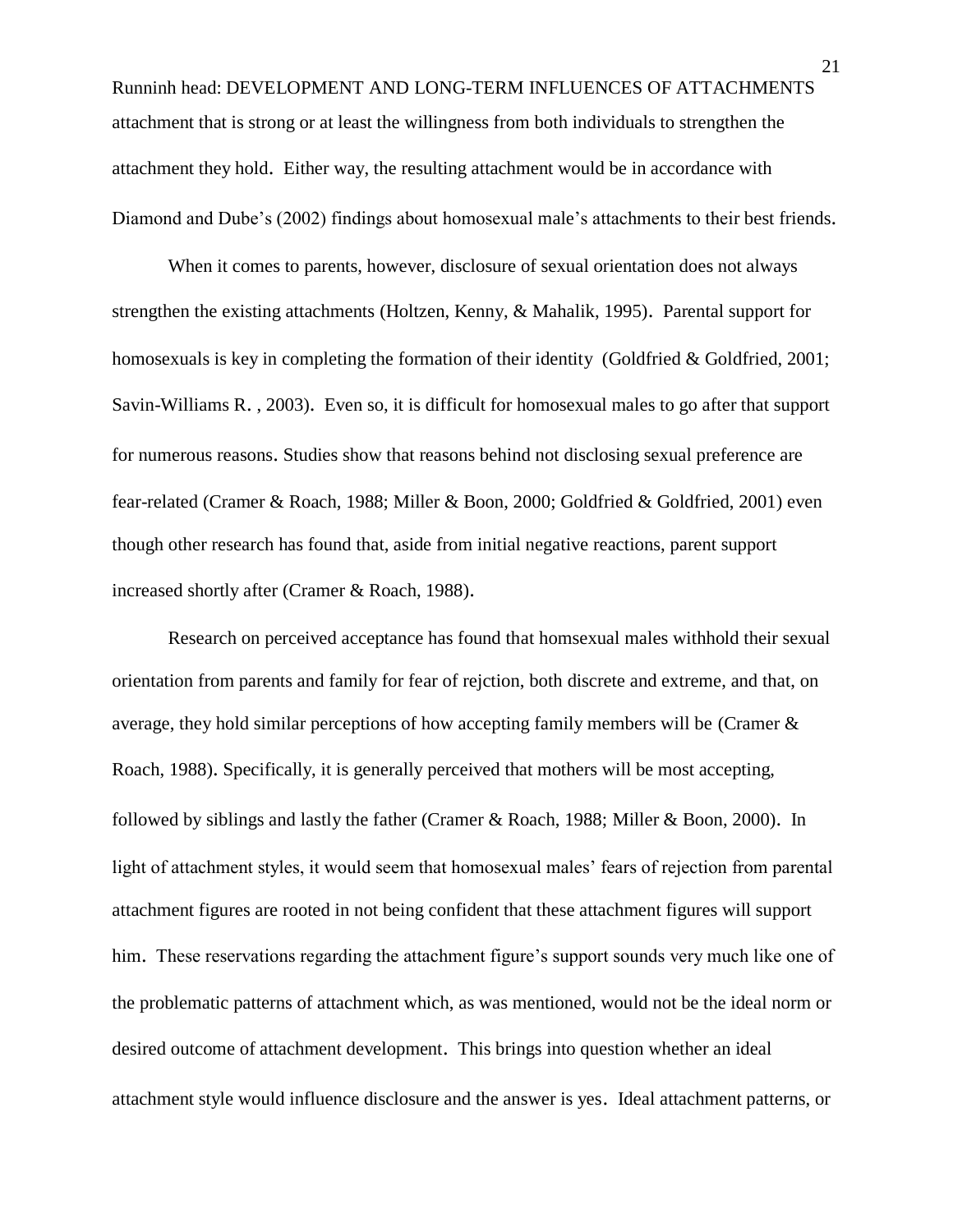attachment that is strong or at least the willingness from both individuals to strengthen the attachment they hold. Either way, the resulting attachment would be in accordance with Diamond and Dube's (2002) findings about homosexual male's attachments to their best friends.

When it comes to parents, however, disclosure of sexual orientation does not always strengthen the existing attachments (Holtzen, Kenny, & Mahalik, 1995). Parental support for homosexuals is key in completing the formation of their identity (Goldfried & Goldfried, 2001; Savin-Williams R. , 2003). Even so, it is difficult for homosexual males to go after that support for numerous reasons. Studies show that reasons behind not disclosing sexual preference are fear-related (Cramer & Roach, 1988; Miller & Boon, 2000; Goldfried & Goldfried, 2001) even though other research has found that, aside from initial negative reactions, parent support increased shortly after (Cramer & Roach, 1988).

Research on perceived acceptance has found that homsexual males withhold their sexual orientation from parents and family for fear of rejction, both discrete and extreme, and that, on average, they hold similar perceptions of how accepting family members will be (Cramer & Roach, 1988). Specifically, it is generally perceived that mothers will be most accepting, followed by siblings and lastly the father (Cramer & Roach, 1988; Miller & Boon, 2000). In light of attachment styles, it would seem that homosexual males' fears of rejection from parental attachment figures are rooted in not being confident that these attachment figures will support him. These reservations regarding the attachment figure's support sounds very much like one of the problematic patterns of attachment which, as was mentioned, would not be the ideal norm or desired outcome of attachment development. This brings into question whether an ideal attachment style would influence disclosure and the answer is yes. Ideal attachment patterns, or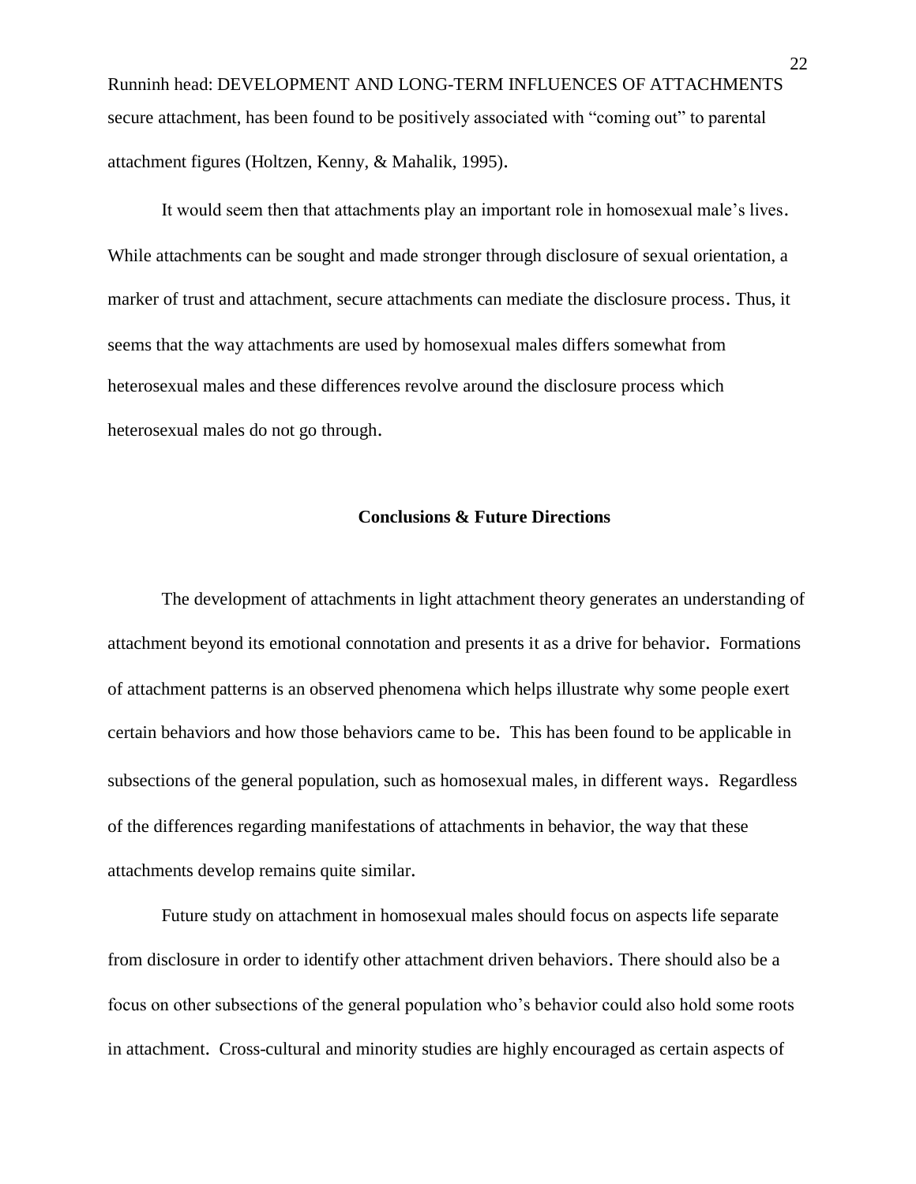secure attachment, has been found to be positively associated with "coming out" to parental attachment figures (Holtzen, Kenny, & Mahalik, 1995).

It would seem then that attachments play an important role in homosexual male's lives. While attachments can be sought and made stronger through disclosure of sexual orientation, a marker of trust and attachment, secure attachments can mediate the disclosure process. Thus, it seems that the way attachments are used by homosexual males differs somewhat from heterosexual males and these differences revolve around the disclosure process which heterosexual males do not go through.

## Conclusions & Future Directions

The development of attachments in light attachment theory generates an understanding of attachment beyond its emotional connotation and presents it as a drive for behavior. Formations of attachment patterns is an observed phenomena which helps illustrate why some people exert certain behaviors and how those behaviors came to be. This has been found to be applicable in subsections of the general population, such as homosexual males, in different ways. Regardless of the differences regarding manifestations of attachments in behavior, the way that these attachments develop remains quite similar.

Future study on attachment in homosexual males should focus on aspects life separate from disclosure in order to identify other attachment driven behaviors. There should also be a focus on other subsections of the general population who's behavior could also hold some roots in attachment. Cross-cultural and minority studies are highly encouraged as certain aspects of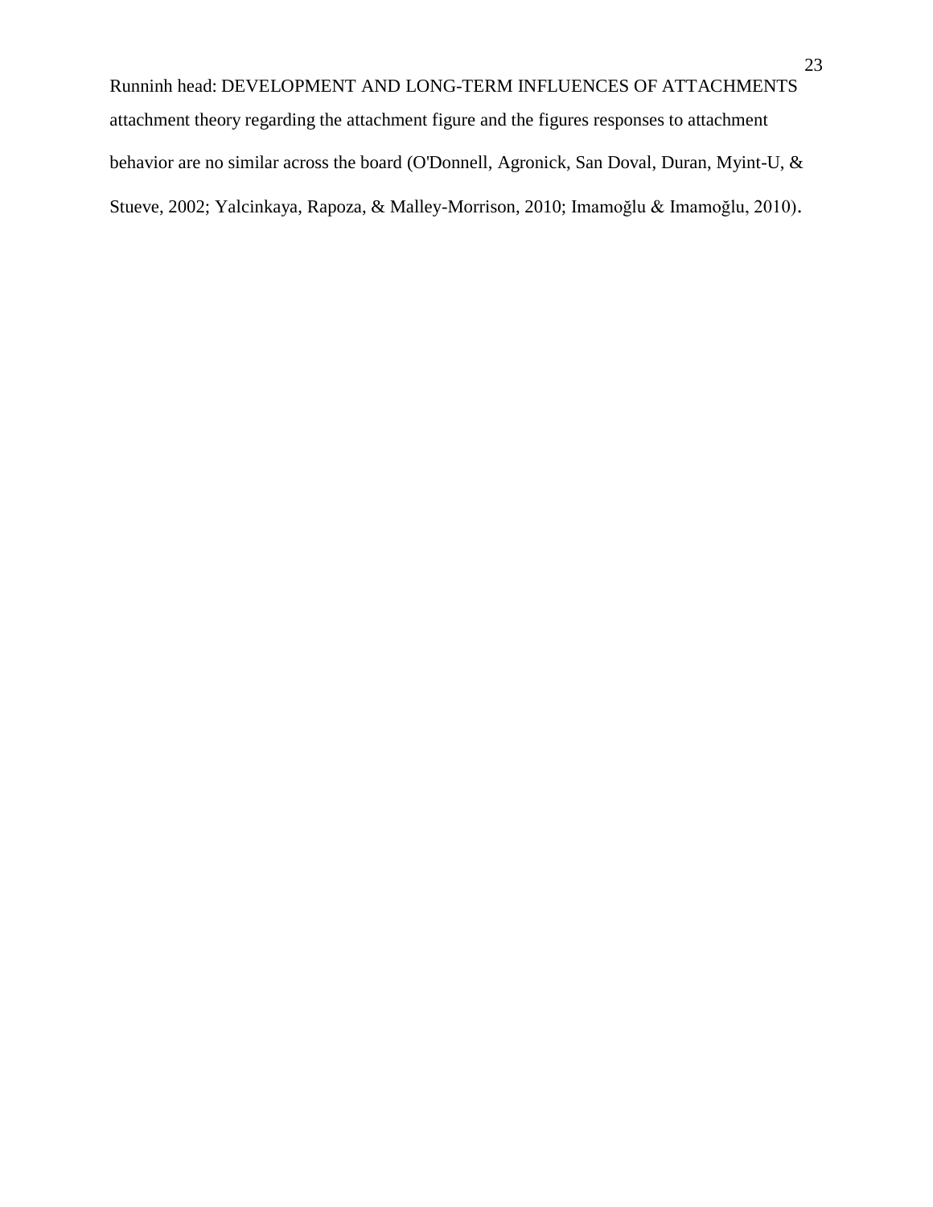attachment theory regarding the attachment figure and the figures responses to attachment behavior are no similar across the board (O'Donnell, Agronick, San Doval, Duran, Myint-U, & Stueve, 2002; Yalcinkaya, Rapoza, & Malley-Morrison, 2010; Imamoğlu & Imamoğlu, 2010).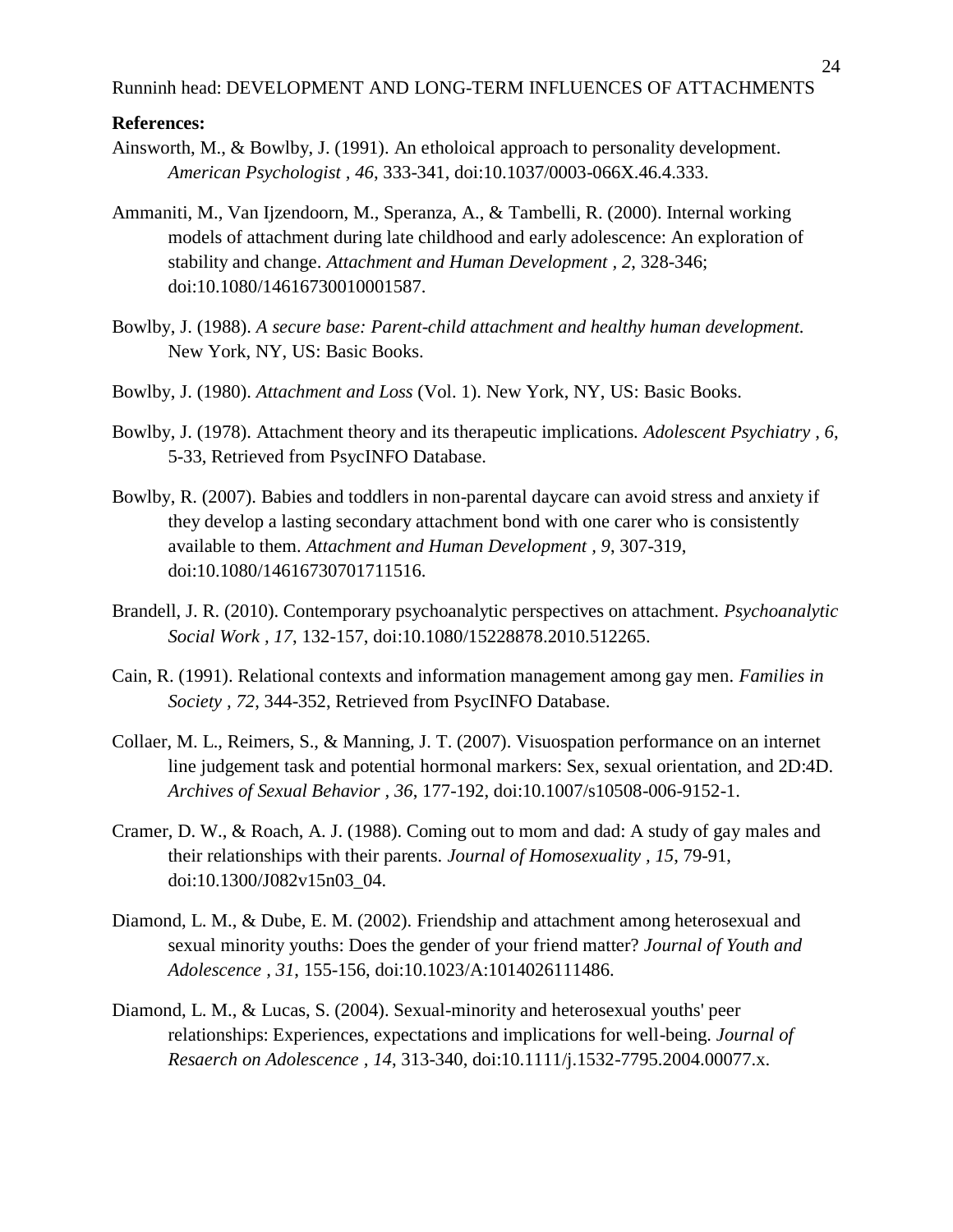**References:**

Ainsworth, M., & Bowlby, J. (1991). An etholoical approach to personality development. *American Psychologist , 46*, 333-341, doi:10.1037/0003-066X.46.4.333.

Ammaniti, M., Van Ijzendoorn, M., Speranza, A., & Tambelli, R. (2000). Internal working models of attachment during late childhood and early adolescence: An exploration of stability and change. *Attachment and Human Development , 2*, 328-346; doi:10.1080/14616730010001587.

Bowlby, J. (1988). *A secure base: Parent-child attachment and healthy human development.* New York, NY, US: Basic Books.

Bowlby, J. (1980). *Attachment and Loss* (Vol. 1). New York, NY, US: Basic Books.

Bowlby, J. (1978). Attachment theory and its therapeutic implications. *Adolescent Psychiatry , 6*, 5-33, Retrieved from PsycINFO Database.

Bowlby, R. (2007). Babies and toddlers in non-parental daycare can avoid stress and anxiety if they develop a lasting secondary attachment bond with one carer who is consistently available to them. *Attachment and Human Development , 9*, 307-319, doi:10.1080/14616730701711516.

Brandell, J. R. (2010). Contemporary psychoanalytic perspectives on attachment. *Psychoanalytic Social Work , 17*, 132-157, doi:10.1080/15228878.2010.512265.

Cain, R. (1991). Relational contexts and information management among gay men. *Families in Society , 72*, 344-352, Retrieved from PsycINFO Database.

Collaer, M. L., Reimers, S., & Manning, J. T. (2007). Visuospation performance on an internet line judgement task and potential hormonal markers: Sex, sexual orientation, and 2D:4D. *Archives of Sexual Behavior , 36*, 177-192, doi:10.1007/s10508-006-9152-1.

Cramer, D. W., & Roach, A. J. (1988). Coming out to mom and dad: A study of gay males and their relationships with their parents. *Journal of Homosexuality , 15*, 79-91, doi:10.1300/J082v15n03_04.

Diamond, L. M., & Dube, E. M. (2002). Friendship and attachment among heterosexual and sexual minority youths: Does the gender of your friend matter? *Journal of Youth and Adolescence , 31*, 155-156, doi:10.1023/A:1014026111486.

Diamond, L. M., & Lucas, S. (2004). Sexual-minority and heterosexual youths' peer relationships: Experiences, expectations and implications for well-being. *Journal of Resaerch on Adolescence , 14*, 313-340, doi:10.1111/j.1532-7795.2004.00077.x.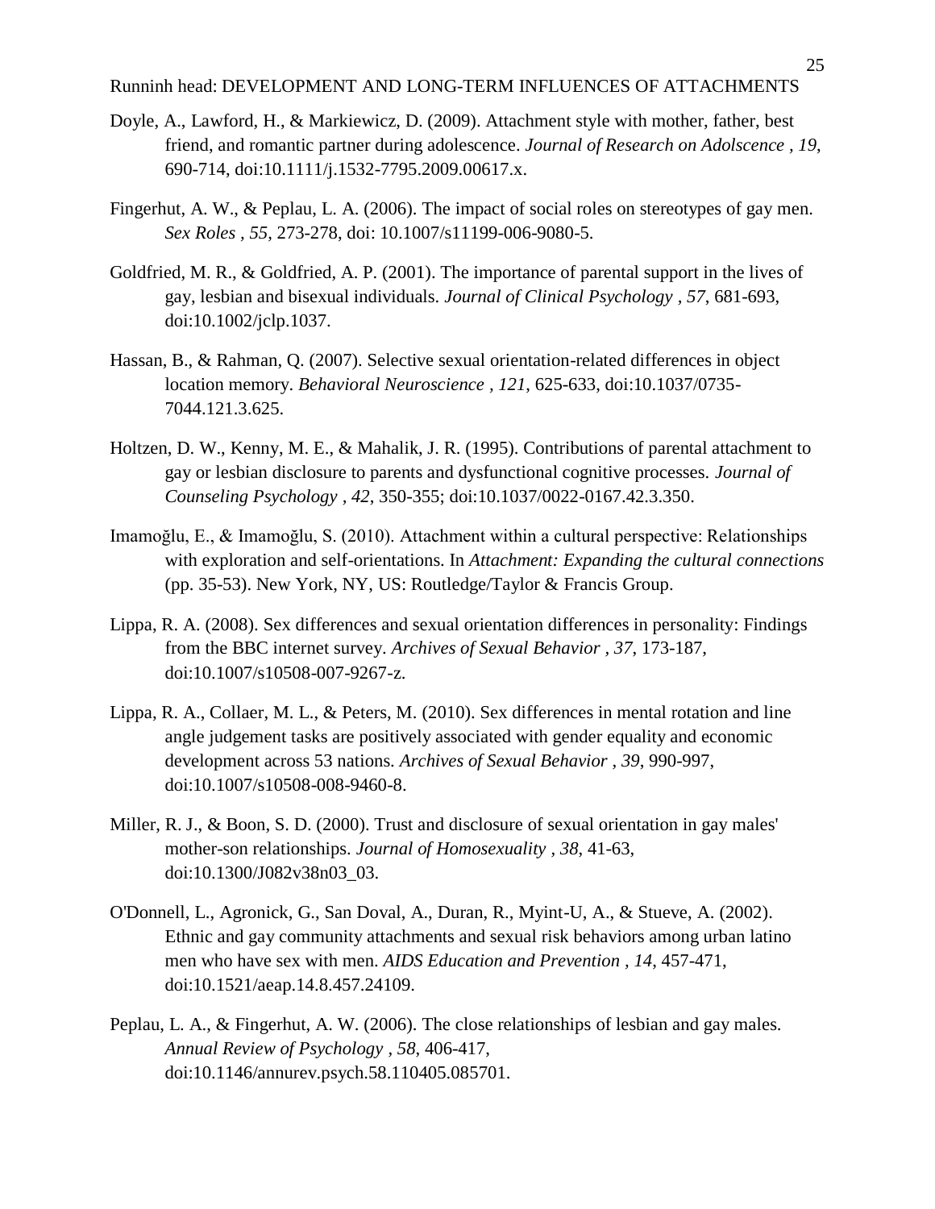Doyle, A., Lawford, H., & Markiewicz, D. (2009). Attachment style with mother, father, best friend, and romantic partner during adolescence. *Journal of Research on Adolscence , 19*, 690-714, doi:10.1111/j.1532-7795.2009.00617.x.

Fingerhut, A. W., & Peplau, L. A. (2006). The impact of social roles on stereotypes of gay men. *Sex Roles , 55*, 273-278, doi: 10.1007/s11199-006-9080-5.

Goldfried, M. R., & Goldfried, A. P. (2001). The importance of parental support in the lives of gay, lesbian and bisexual individuals. *Journal of Clinical Psychology , 57*, 681-693, doi:10.1002/jclp.1037.

Hassan, B., & Rahman, Q. (2007). Selective sexual orientation-related differences in object location memory. *Behavioral Neuroscience , 121*, 625-633, doi:10.1037/0735-7044.121.3.625.

Holtzen, D. W., Kenny, M. E., & Mahalik, J. R. (1995). Contributions of parental attachment to gay or lesbian disclosure to parents and dysfunctional cognitive processes. *Journal of Counseling Psychology , 42*, 350-355; doi:10.1037/0022-0167.42.3.350.

Imamoğlu, E., & Imamoğlu, S. (2010). Attachment within a cultural perspective: Relationships with exploration and self-orientations. In *Attachment: Expanding the cultural connections* (pp. 35-53). New York, NY, US: Routledge/Taylor & Francis Group.

Lippa, R. A. (2008). Sex differences and sexual orientation differences in personality: Findings from the BBC internet survey. *Archives of Sexual Behavior , 37*, 173-187, doi:10.1007/s10508-007-9267-z.

Lippa, R. A., Collaer, M. L., & Peters, M. (2010). Sex differences in mental rotation and line angle judgement tasks are positively associated with gender equality and economic development across 53 nations. *Archives of Sexual Behavior , 39*, 990-997, doi:10.1007/s10508-008-9460-8.

Miller, R. J., & Boon, S. D. (2000). Trust and disclosure of sexual orientation in gay males' mother-son relationships. *Journal of Homosexuality , 38*, 41-63, doi:10.1300/J082v38n03_03.

O'Donnell, L., Agronick, G., San Doval, A., Duran, R., Myint-U, A., & Stueve, A. (2002). Ethnic and gay community attachments and sexual risk behaviors among urban latino men who have sex with men. *AIDS Education and Prevention , 14*, 457-471, doi:10.1521/aeap.14.8.457.24109.

Peplau, L. A., & Fingerhut, A. W. (2006). The close relationships of lesbian and gay males. *Annual Review of Psychology , 58*, 406-417, doi:10.1146/annurev.psych.58.110405.085701.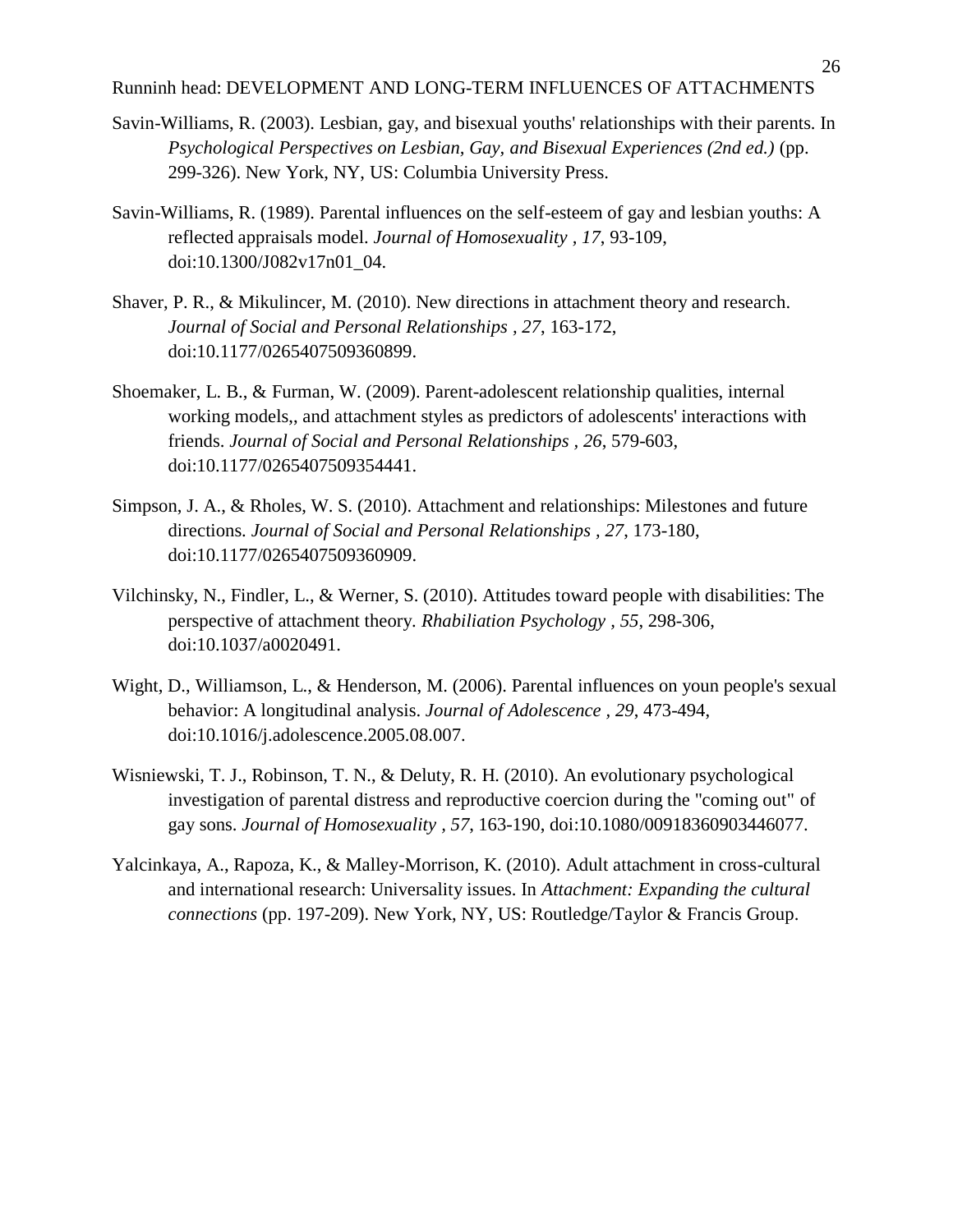Savin-Williams, R. (2003). Lesbian, gay, and bisexual youths' relationships with their parents. In *Psychological Perspectives on Lesbian, Gay, and Bisexual Experiences (2nd ed.)* (pp. 299-326). New York, NY, US: Columbia University Press.

Savin-Williams, R. (1989). Parental influences on the self-esteem of gay and lesbian youths: A reflected appraisals model. *Journal of Homosexuality , 17*, 93-109, doi:10.1300/J082v17n01_04.

Shaver, P. R., & Mikulincer, M. (2010). New directions in attachment theory and research. *Journal of Social and Personal Relationships , 27*, 163-172, doi:10.1177/0265407509360899.

Shoemaker, L. B., & Furman, W. (2009). Parent-adolescent relationship qualities, internal working models,, and attachment styles as predictors of adolescents' interactions with friends. *Journal of Social and Personal Relationships , 26*, 579-603, doi:10.1177/0265407509354441.

Simpson, J. A., & Rholes, W. S. (2010). Attachment and relationships: Milestones and future directions. *Journal of Social and Personal Relationships , 27*, 173-180, doi:10.1177/0265407509360909.

Vilchinsky, N., Findler, L., & Werner, S. (2010). Attitudes toward people with disabilities: The perspective of attachment theory. *Rhabiliation Psychology , 55*, 298-306, doi:10.1037/a0020491.

Wight, D., Williamson, L., & Henderson, M. (2006). Parental influences on youn people's sexual behavior: A longitudinal analysis. *Journal of Adolescence , 29*, 473-494, doi:10.1016/j.adolescence.2005.08.007.

Wisniewski, T. J., Robinson, T. N., & Deluty, R. H. (2010). An evolutionary psychological investigation of parental distress and reproductive coercion during the "coming out" of gay sons. *Journal of Homosexuality , 57*, 163-190, doi:10.1080/00918360903446077.

Yalcinkaya, A., Rapoza, K., & Malley-Morrison, K. (2010). Adult attachment in cross-cultural and international research: Universality issues. In *Attachment: Expanding the cultural connections* (pp. 197-209). New York, NY, US: Routledge/Taylor & Francis Group.